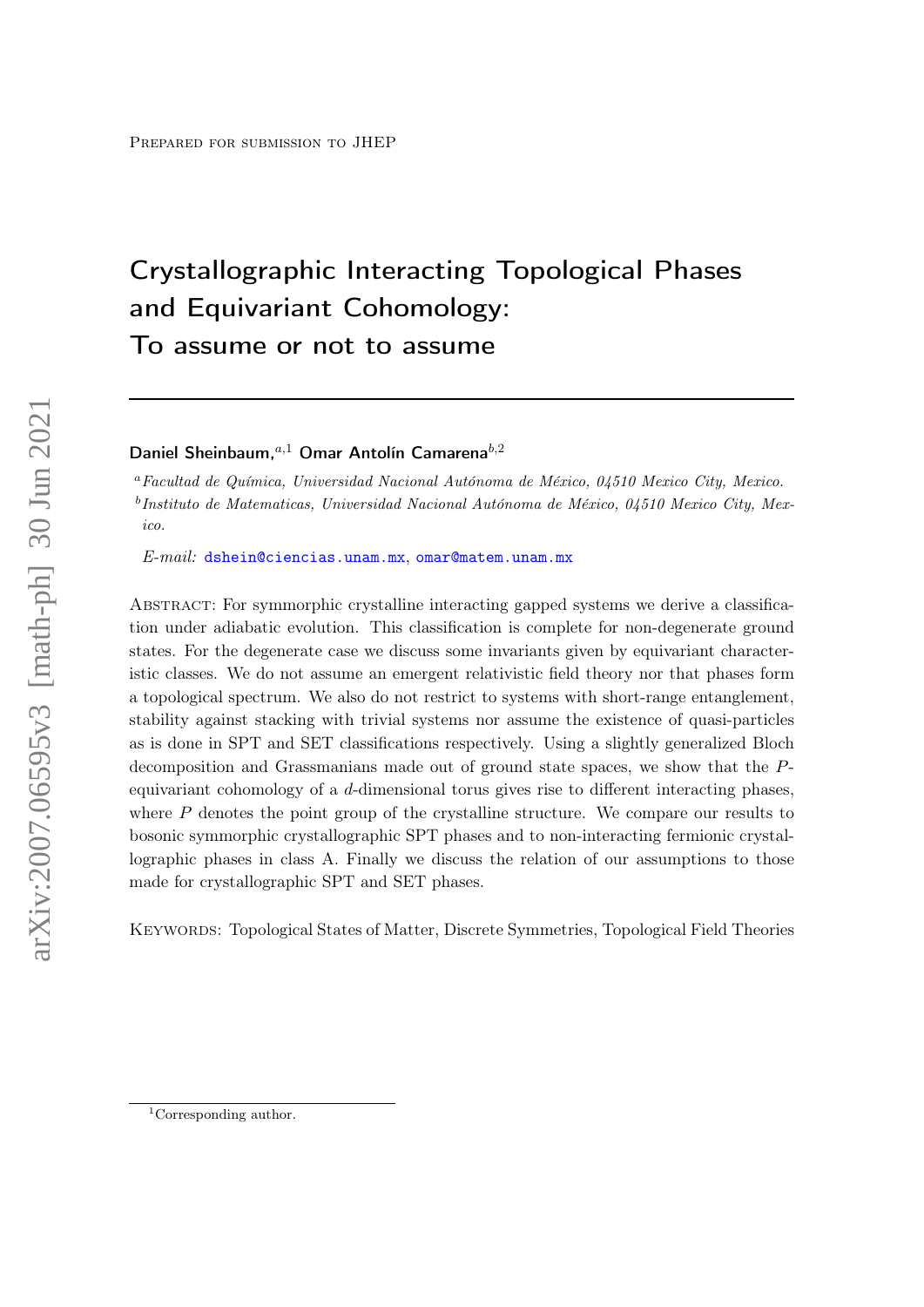Prepared for submission to JHEP

# Crystallographic Interacting Topological Phases and Equivariant Cohomology: To assume or not to assume

**Daniel Sheinbaum,**[a,1] **Omar Antolín Camarena**[b,2]

[a] *Facultad de Química, Universidad Nacional Autónoma de México, 04510 Mexico City, Mexico.*

[b] *Instituto de Matematicas, Universidad Nacional Autónoma de México, 04510 Mexico City, Mexico.*

*E-mail:* dshein@ciencias.unam.mx, omar@matem.unam.mx

Abstract: For symmorphic crystalline interacting gapped systems we derive a classification under adiabatic evolution. This classification is complete for non-degenerate ground states. For the degenerate case we discuss some invariants given by equivariant characteristic classes. We do not assume an emergent relativistic field theory nor that phases form a topological spectrum. We also do not restrict to systems with short-range entanglement, stability against stacking with trivial systems nor assume the existence of quasi-particles as is done in SPT and SET classifications respectively. Using a slightly generalized Bloch decomposition and Grassmanians made out of ground state spaces, we show that the $P$-equivariant cohomology of a $d$-dimensional torus gives rise to different interacting phases, where $P$ denotes the point group of the crystalline structure. We compare our results to bosonic symmorphic crystallographic SPT phases and to non-interacting fermionic crystallographic phases in class A. Finally we discuss the relation of our assumptions to those made for crystallographic SPT and SET phases.

Keywords: Topological States of Matter, Discrete Symmetries, Topological Field Theories

[1] Corresponding author.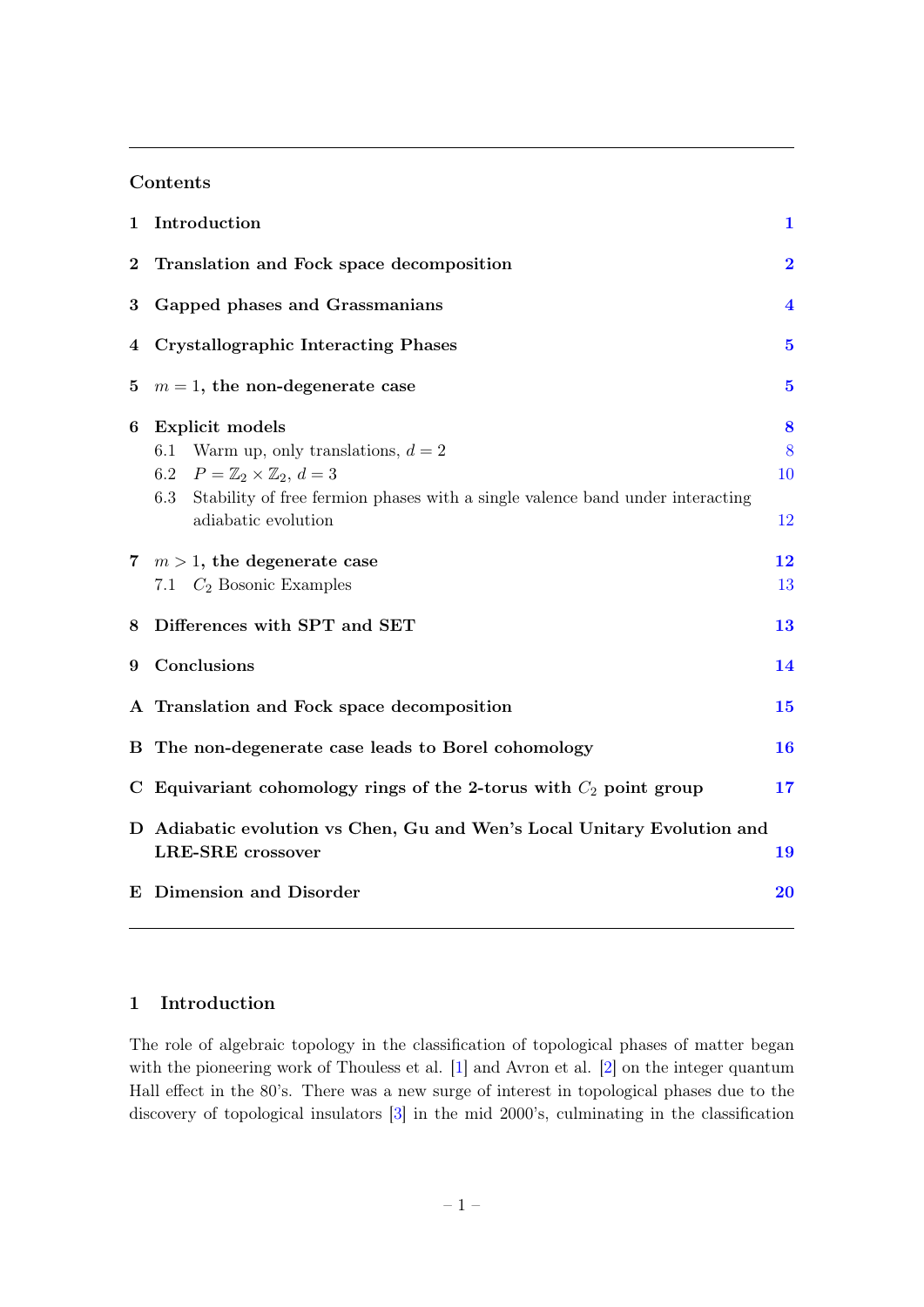## Contents

| | | |
|---|---|---|
| **1** | **Introduction** | **1** |
| **2** | **Translation and Fock space decomposition** | **2** |
| **3** | **Gapped phases and Grassmanians** | **4** |
| **4** | **Crystallographic Interacting Phases** | **5** |
| **5** | **$m = 1$, the non-degenerate case** | **5** |
| **6** | **Explicit models** | **8** |
| | 6.1 Warm up, only translations, $d = 2$ | 8 |
| | 6.2 $P = \mathbb{Z}_2 \times \mathbb{Z}_2$, $d = 3$ | 10 |
| | 6.3 Stability of free fermion phases with a single valence band under interacting adiabatic evolution | 12 |
| **7** | **$m > 1$, the degenerate case** | **12** |
| | 7.1 $C_2$ Bosonic Examples | 13 |
| **8** | **Differences with SPT and SET** | **13** |
| **9** | **Conclusions** | **14** |
| **A** | **Translation and Fock space decomposition** | **15** |
| **B** | **The non-degenerate case leads to Borel cohomology** | **16** |
| **C** | **Equivariant cohomology rings of the 2-torus with $C_2$ point group** | **17** |
| **D** | **Adiabatic evolution vs Chen, Gu and Wen's Local Unitary Evolution and LRE-SRE crossover** | **19** |
| **E** | **Dimension and Disorder** | **20** |

## 1 Introduction

The role of algebraic topology in the classification of topological phases of matter began with the pioneering work of Thouless et al. [1] and Avron et al. [2] on the integer quantum Hall effect in the 80's. There was a new surge of interest in topological phases due to the discovery of topological insulators [3] in the mid 2000's, culminating in the classification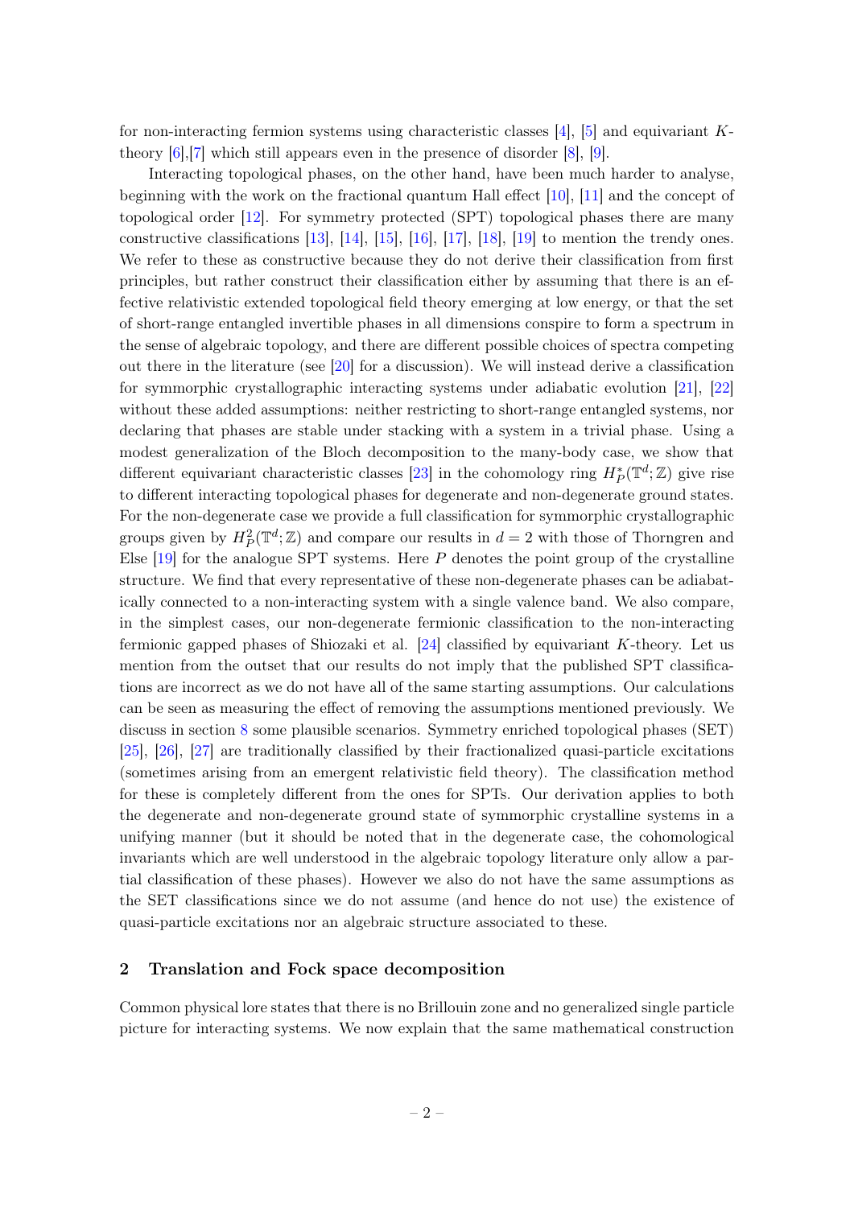for non-interacting fermion systems using characteristic classes [4], [5] and equivariant $K$-theory [6],[7] which still appears even in the presence of disorder [8], [9].

Interacting topological phases, on the other hand, have been much harder to analyse, beginning with the work on the fractional quantum Hall effect [10], [11] and the concept of topological order [12]. For symmetry protected (SPT) topological phases there are many constructive classifications [13], [14], [15], [16], [17], [18], [19] to mention the trendy ones. We refer to these as constructive because they do not derive their classification from first principles, but rather construct their classification either by assuming that there is an effective relativistic extended topological field theory emerging at low energy, or that the set of short-range entangled invertible phases in all dimensions conspire to form a spectrum in the sense of algebraic topology, and there are different possible choices of spectra competing out there in the literature (see [20] for a discussion). We will instead derive a classification for symmorphic crystallographic interacting systems under adiabatic evolution [21], [22] without these added assumptions: neither restricting to short-range entangled systems, nor declaring that phases are stable under stacking with a system in a trivial phase. Using a modest generalization of the Bloch decomposition to the many-body case, we show that different equivariant characteristic classes [23] in the cohomology ring $H_P^*(\mathbb{T}^d;\mathbb{Z})$ give rise to different interacting topological phases for degenerate and non-degenerate ground states. For the non-degenerate case we provide a full classification for symmorphic crystallographic groups given by $H_P^2(\mathbb{T}^d;\mathbb{Z})$ and compare our results in $d=2$ with those of Thorngren and Else [19] for the analogue SPT systems. Here $P$ denotes the point group of the crystalline structure. We find that every representative of these non-degenerate phases can be adiabatically connected to a non-interacting system with a single valence band. We also compare, in the simplest cases, our non-degenerate fermionic classification to the non-interacting fermionic gapped phases of Shiozaki et al. [24] classified by equivariant $K$-theory. Let us mention from the outset that our results do not imply that the published SPT classifications are incorrect as we do not have all of the same starting assumptions. Our calculations can be seen as measuring the effect of removing the assumptions mentioned previously. We discuss in section 8 some plausible scenarios. Symmetry enriched topological phases (SET) [25], [26], [27] are traditionally classified by their fractionalized quasi-particle excitations (sometimes arising from an emergent relativistic field theory). The classification method for these is completely different from the ones for SPTs. Our derivation applies to both the degenerate and non-degenerate ground state of symmorphic crystalline systems in a unifying manner (but it should be noted that in the degenerate case, the cohomological invariants which are well understood in the algebraic topology literature only allow a partial classification of these phases). However we also do not have the same assumptions as the SET classifications since we do not assume (and hence do not use) the existence of quasi-particle excitations nor an algebraic structure associated to these.

## 2 Translation and Fock space decomposition

Common physical lore states that there is no Brillouin zone and no generalized single particle picture for interacting systems. We now explain that the same mathematical construction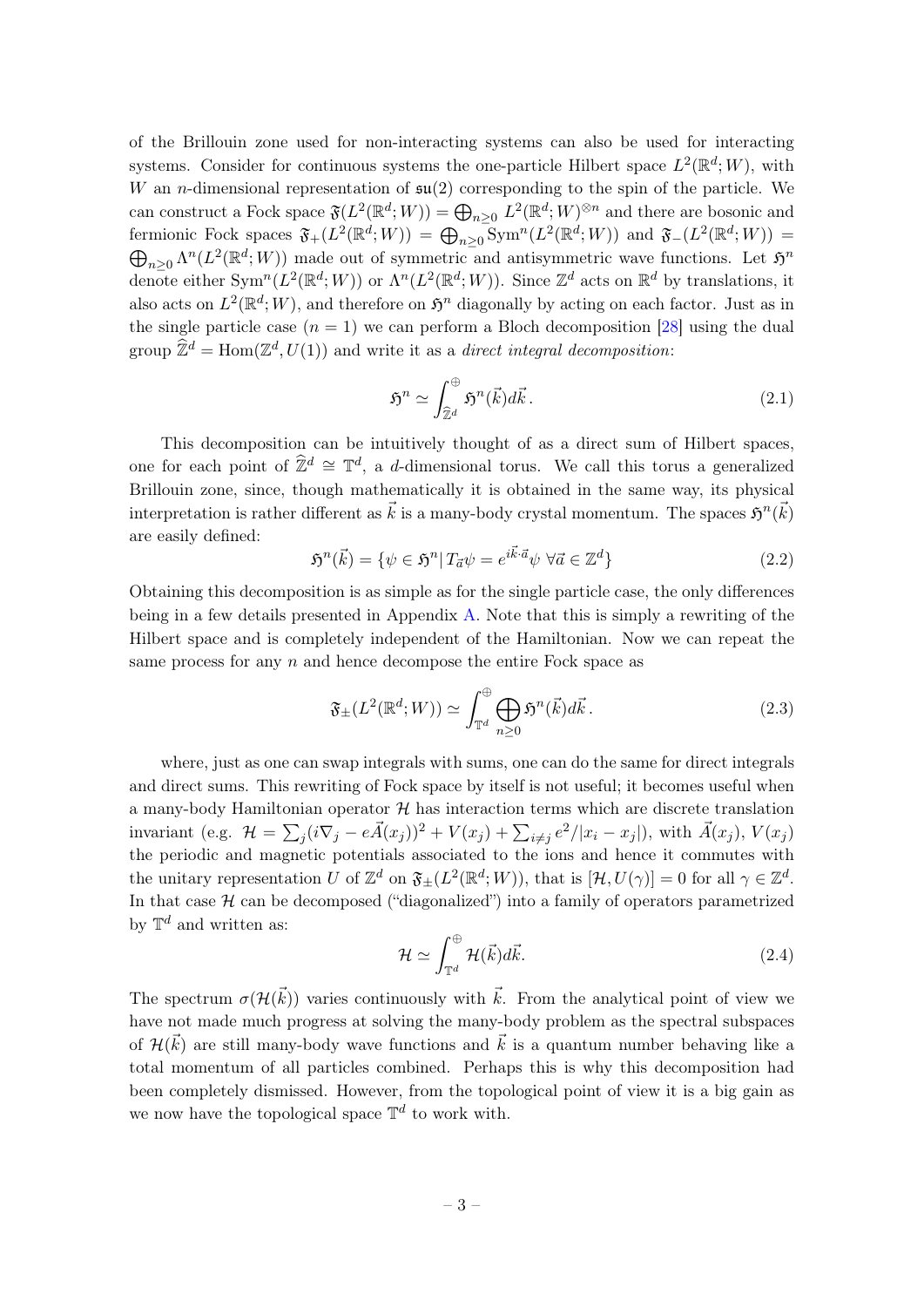of the Brillouin zone used for non-interacting systems can also be used for interacting systems. Consider for continuous systems the one-particle Hilbert space $L^2(\mathbb{R}^d; W)$, with $W$ an $n$-dimensional representation of $\mathfrak{su}(2)$ corresponding to the spin of the particle. We can construct a Fock space $\mathfrak{F}(L^2(\mathbb{R}^d; W)) = \bigoplus_{n \geq 0} L^2(\mathbb{R}^d; W)^{\otimes n}$ and there are bosonic and fermionic Fock spaces $\mathfrak{F}_+(L^2(\mathbb{R}^d; W)) = \bigoplus_{n \geq 0} \mathrm{Sym}^n(L^2(\mathbb{R}^d; W))$ and $\mathfrak{F}_-(L^2(\mathbb{R}^d; W)) = \bigoplus_{n \geq 0} \Lambda^n(L^2(\mathbb{R}^d; W))$ made out of symmetric and antisymmetric wave functions. Let $\mathfrak{H}^n$ denote either $\mathrm{Sym}^n(L^2(\mathbb{R}^d; W))$ or $\Lambda^n(L^2(\mathbb{R}^d; W))$. Since $\mathbb{Z}^d$ acts on $\mathbb{R}^d$ by translations, it also acts on $L^2(\mathbb{R}^d; W)$, and therefore on $\mathfrak{H}^n$ diagonally by acting on each factor. Just as in the single particle case ($n = 1$) we can perform a Bloch decomposition [28] using the dual group $\widehat{\mathbb{Z}}^d = \mathrm{Hom}(\mathbb{Z}^d, U(1))$ and write it as a *direct integral decomposition*:

$$\mathfrak{H}^n \simeq \int_{\widehat{\mathbb{Z}}^d}^{\oplus} \mathfrak{H}^n(\vec{k}) d\vec{k} \,. \tag{2.1}$$

This decomposition can be intuitively thought of as a direct sum of Hilbert spaces, one for each point of $\widehat{\mathbb{Z}}^d \cong \mathbb{T}^d$, a $d$-dimensional torus. We call this torus a generalized Brillouin zone, since, though mathematically it is obtained in the same way, its physical interpretation is rather different as $\vec{k}$ is a many-body crystal momentum. The spaces $\mathfrak{H}^n(\vec{k})$ are easily defined:

$$\mathfrak{H}^n(\vec{k}) = \{\psi \in \mathfrak{H}^n | \, T_{\vec{a}}\psi = e^{i\vec{k}\cdot\vec{a}}\psi \;\forall \vec{a} \in \mathbb{Z}^d\} \tag{2.2}$$

Obtaining this decomposition is as simple as for the single particle case, the only differences being in a few details presented in Appendix A. Note that this is simply a rewriting of the Hilbert space and is completely independent of the Hamiltonian. Now we can repeat the same process for any $n$ and hence decompose the entire Fock space as

$$\mathfrak{F}_{\pm}(L^2(\mathbb{R}^d; W)) \simeq \int_{\mathbb{T}^d}^{\oplus} \bigoplus_{n \geq 0} \mathfrak{H}^n(\vec{k}) d\vec{k} \,. \tag{2.3}$$

where, just as one can swap integrals with sums, one can do the same for direct integrals and direct sums. This rewriting of Fock space by itself is not useful; it becomes useful when a many-body Hamiltonian operator $\mathcal{H}$ has interaction terms which are discrete translation invariant (e.g. $\mathcal{H} = \sum_j (i\nabla_j - e\vec{A}(x_j))^2 + V(x_j) + \sum_{i \neq j} e^2/|x_i - x_j|$), with $\vec{A}(x_j)$, $V(x_j)$ the periodic and magnetic potentials associated to the ions and hence it commutes with the unitary representation $U$ of $\mathbb{Z}^d$ on $\mathfrak{F}_{\pm}(L^2(\mathbb{R}^d; W))$, that is $[\mathcal{H}, U(\gamma)] = 0$ for all $\gamma \in \mathbb{Z}^d$. In that case $\mathcal{H}$ can be decomposed ("diagonalized") into a family of operators parametrized by $\mathbb{T}^d$ and written as:

$$\mathcal{H} \simeq \int_{\mathbb{T}^d}^{\oplus} \mathcal{H}(\vec{k}) d\vec{k}. \tag{2.4}$$

The spectrum $\sigma(\mathcal{H}(\vec{k}))$ varies continuously with $\vec{k}$. From the analytical point of view we have not made much progress at solving the many-body problem as the spectral subspaces of $\mathcal{H}(\vec{k})$ are still many-body wave functions and $\vec{k}$ is a quantum number behaving like a total momentum of all particles combined. Perhaps this is why this decomposition had been completely dismissed. However, from the topological point of view it is a big gain as we now have the topological space $\mathbb{T}^d$ to work with.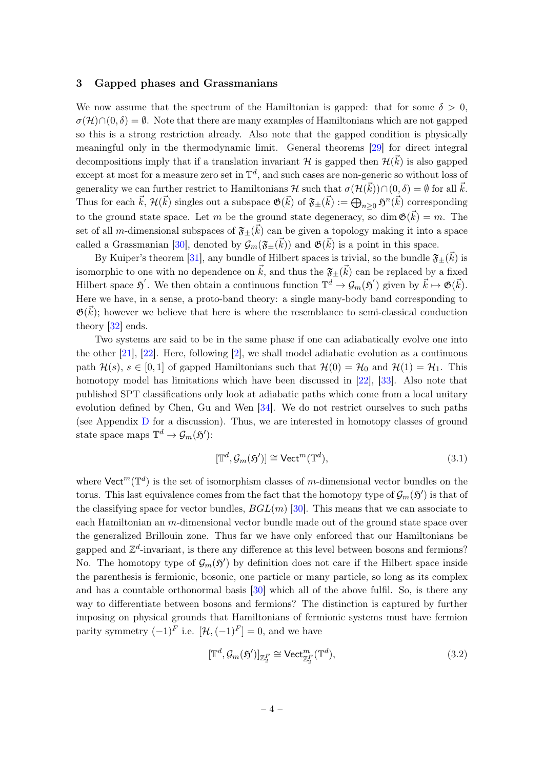## 3 Gapped phases and Grassmanians

We now assume that the spectrum of the Hamiltonian is gapped: that for some $\delta > 0$, $\sigma(\mathcal{H}) \cap (0, \delta) = \emptyset$. Note that there are many examples of Hamiltonians which are not gapped so this is a strong restriction already. Also note that the gapped condition is physically meaningful only in the thermodynamic limit. General theorems [29] for direct integral decompositions imply that if a translation invariant $\mathcal{H}$ is gapped then $\mathcal{H}(\vec{k})$ is also gapped except at most for a measure zero set in $\mathbb{T}^d$, and such cases are non-generic so without loss of generality we can further restrict to Hamiltonians $\mathcal{H}$ such that $\sigma(\mathcal{H}(\vec{k})) \cap (0, \delta) = \emptyset$ for all $\vec{k}$. Thus for each $\vec{k}$, $\mathcal{H}(\vec{k})$ singles out a subspace $\mathfrak{G}(\vec{k})$ of $\mathfrak{F}_{\pm}(\vec{k}) := \bigoplus_{n \geq 0} \mathfrak{H}^n(\vec{k})$ corresponding to the ground state space. Let $m$ be the ground state degeneracy, so $\dim \mathfrak{G}(\vec{k}) = m$. The set of all $m$-dimensional subspaces of $\mathfrak{F}_{\pm}(\vec{k})$ can be given a topology making it into a space called a Grassmanian [30], denoted by $\mathcal{G}_m(\mathfrak{F}_{\pm}(\vec{k}))$ and $\mathfrak{G}(\vec{k})$ is a point in this space.

By Kuiper's theorem [31], any bundle of Hilbert spaces is trivial, so the bundle $\mathfrak{F}_{\pm}(\vec{k})$ is isomorphic to one with no dependence on $\vec{k}$, and thus the $\mathfrak{F}_{\pm}(\vec{k})$ can be replaced by a fixed Hilbert space $\mathfrak{H}'$. We then obtain a continuous function $\mathbb{T}^d \to \mathcal{G}_m(\mathfrak{H}')$ given by $\vec{k} \mapsto \mathfrak{G}(\vec{k})$. Here we have, in a sense, a proto-band theory: a single many-body band corresponding to $\mathfrak{G}(\vec{k})$; however we believe that here is where the resemblance to semi-classical conduction theory [32] ends.

Two systems are said to be in the same phase if one can adiabatically evolve one into the other [21], [22]. Here, following [2], we shall model adiabatic evolution as a continuous path $\mathcal{H}(s)$, $s \in [0, 1]$ of gapped Hamiltonians such that $\mathcal{H}(0) = \mathcal{H}_0$ and $\mathcal{H}(1) = \mathcal{H}_1$. This homotopy model has limitations which have been discussed in [22], [33]. Also note that published SPT classifications only look at adiabatic paths which come from a local unitary evolution defined by Chen, Gu and Wen [34]. We do not restrict ourselves to such paths (see Appendix D for a discussion). Thus, we are interested in homotopy classes of ground state space maps $\mathbb{T}^d \to \mathcal{G}_m(\mathfrak{H}')$:

$$[\mathbb{T}^d, \mathcal{G}_m(\mathfrak{H}')] \cong \mathsf{Vect}^m(\mathbb{T}^d), \tag{3.1}$$

where $\mathsf{Vect}^m(\mathbb{T}^d)$ is the set of isomorphism classes of $m$-dimensional vector bundles on the torus. This last equivalence comes from the fact that the homotopy type of $\mathcal{G}_m(\mathfrak{H}')$ is that of the classifying space for vector bundles, $BGL(m)$ [30]. This means that we can associate to each Hamiltonian an $m$-dimensional vector bundle made out of the ground state space over the generalized Brillouin zone. Thus far we have only enforced that our Hamiltonians be gapped and $\mathbb{Z}^d$-invariant, is there any difference at this level between bosons and fermions? No. The homotopy type of $\mathcal{G}_m(\mathfrak{H}')$ by definition does not care if the Hilbert space inside the parenthesis is fermionic, bosonic, one particle or many particle, so long as its complex and has a countable orthonormal basis [30] which all of the above fulfil. So, is there any way to differentiate between bosons and fermions? The distinction is captured by further imposing on physical grounds that Hamiltonians of fermionic systems must have fermion parity symmetry $(-1)^F$ i.e. $[\mathcal{H}, (-1)^F] = 0$, and we have

$$[\mathbb{T}^d, \mathcal{G}_m(\mathfrak{H}')]_{\mathbb{Z}_2^F} \cong \mathsf{Vect}^m_{\mathbb{Z}_2^F}(\mathbb{T}^d), \tag{3.2}$$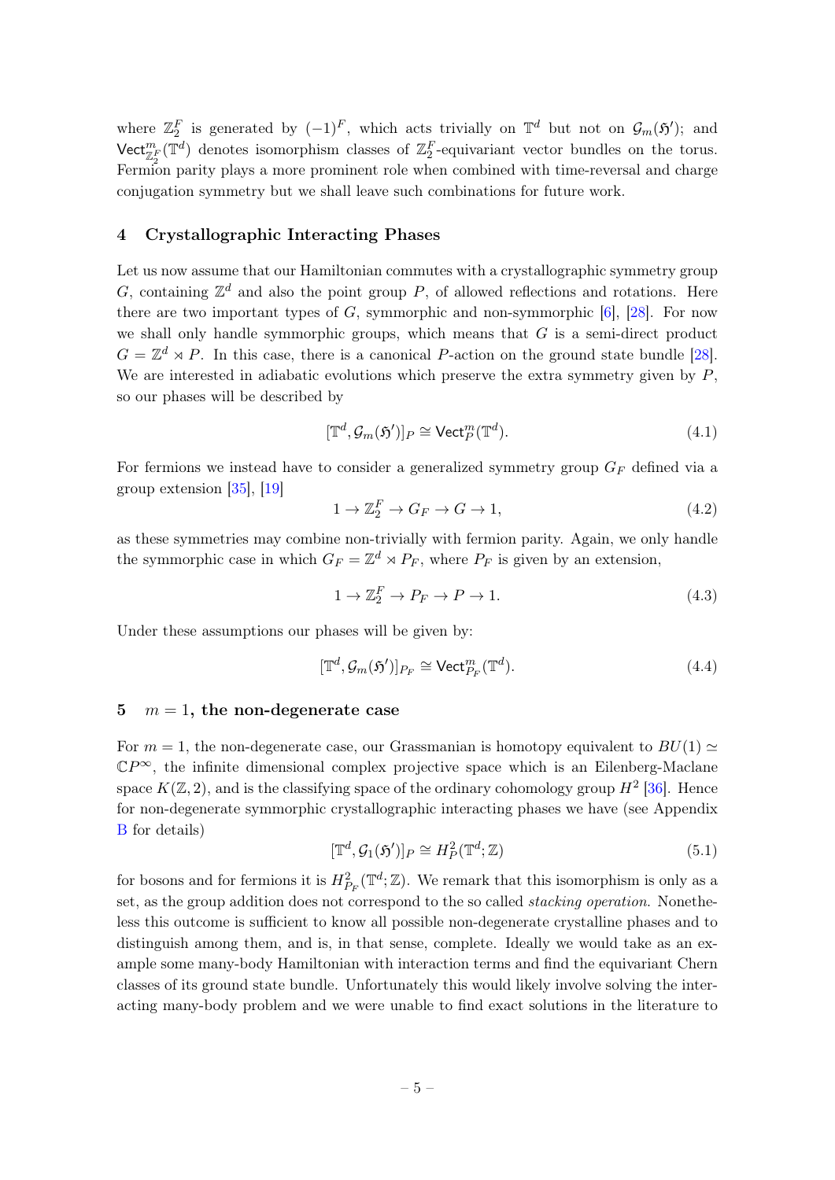where $\mathbb{Z}_2^F$ is generated by $(-1)^F$, which acts trivially on $\mathbb{T}^d$ but not on $\mathcal{G}_m(\mathfrak{H}')$; and $\mathsf{Vect}^m_{\mathbb{Z}_2^F}(\mathbb{T}^d)$ denotes isomorphism classes of $\mathbb{Z}_2^F$-equivariant vector bundles on the torus. Fermion parity plays a more prominent role when combined with time-reversal and charge conjugation symmetry but we shall leave such combinations for future work.

## 4 Crystallographic Interacting Phases

Let us now assume that our Hamiltonian commutes with a crystallographic symmetry group $G$, containing $\mathbb{Z}^d$ and also the point group $P$, of allowed reflections and rotations. Here there are two important types of $G$, symmorphic and non-symmorphic [6], [28]. For now we shall only handle symmorphic groups, which means that $G$ is a semi-direct product $G = \mathbb{Z}^d \rtimes P$. In this case, there is a canonical $P$-action on the ground state bundle [28]. We are interested in adiabatic evolutions which preserve the extra symmetry given by $P$, so our phases will be described by

$$[\mathbb{T}^d, \mathcal{G}_m(\mathfrak{H}')]_P \cong \mathsf{Vect}^m_P(\mathbb{T}^d). \tag{4.1}$$

For fermions we instead have to consider a generalized symmetry group $G_F$ defined via a group extension [35], [19]

$$1 \to \mathbb{Z}_2^F \to G_F \to G \to 1, \tag{4.2}$$

as these symmetries may combine non-trivially with fermion parity. Again, we only handle the symmorphic case in which $G_F = \mathbb{Z}^d \rtimes P_F$, where $P_F$ is given by an extension,

$$1 \to \mathbb{Z}_2^F \to P_F \to P \to 1. \tag{4.3}$$

Under these assumptions our phases will be given by:

$$[\mathbb{T}^d, \mathcal{G}_m(\mathfrak{H}')]_{P_F} \cong \mathsf{Vect}^m_{P_F}(\mathbb{T}^d). \tag{4.4}$$

## 5 $m = 1$, the non-degenerate case

For $m = 1$, the non-degenerate case, our Grassmanian is homotopy equivalent to $BU(1) \simeq \mathbb{C}P^\infty$, the infinite dimensional complex projective space which is an Eilenberg-Maclane space $K(\mathbb{Z}, 2)$, and is the classifying space of the ordinary cohomology group $H^2$ [36]. Hence for non-degenerate symmorphic crystallographic interacting phases we have (see Appendix B for details)

$$[\mathbb{T}^d, \mathcal{G}_1(\mathfrak{H}')]_P \cong H^2_P(\mathbb{T}^d; \mathbb{Z}) \tag{5.1}$$

for bosons and for fermions it is $H^2_{P_F}(\mathbb{T}^d; \mathbb{Z})$. We remark that this isomorphism is only as a set, as the group addition does not correspond to the so called *stacking operation*. Nonetheless this outcome is sufficient to know all possible non-degenerate crystalline phases and to distinguish among them, and is, in that sense, complete. Ideally we would take as an example some many-body Hamiltonian with interaction terms and find the equivariant Chern classes of its ground state bundle. Unfortunately this would likely involve solving the interacting many-body problem and we were unable to find exact solutions in the literature to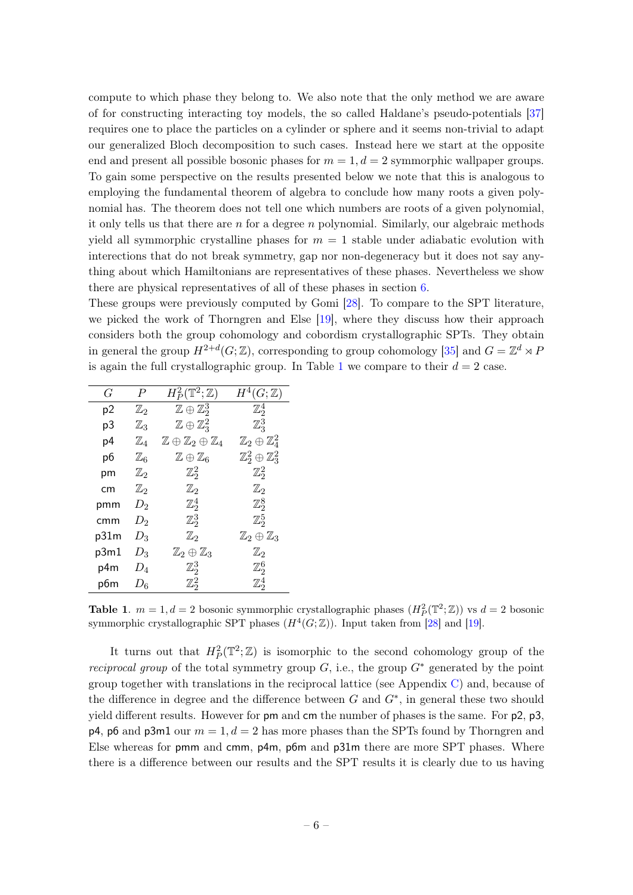compute to which phase they belong to. We also note that the only method we are aware of for constructing interacting toy models, the so called Haldane's pseudo-potentials [37] requires one to place the particles on a cylinder or sphere and it seems non-trivial to adapt our generalized Bloch decomposition to such cases. Instead here we start at the opposite end and present all possible bosonic phases for $m = 1, d = 2$ symmorphic wallpaper groups. To gain some perspective on the results presented below we note that this is analogous to employing the fundamental theorem of algebra to conclude how many roots a given polynomial has. The theorem does not tell one which numbers are roots of a given polynomial, it only tells us that there are $n$ for a degree $n$ polynomial. Similarly, our algebraic methods yield all symmorphic crystalline phases for $m = 1$ stable under adiabatic evolution with interections that do not break symmetry, gap nor non-degeneracy but it does not say anything about which Hamiltonians are representatives of these phases. Nevertheless we show there are physical representatives of all of these phases in section 6.

These groups were previously computed by Gomi [28]. To compare to the SPT literature, we picked the work of Thorngren and Else [19], where they discuss how their approach considers both the group cohomology and cobordism crystallographic SPTs. They obtain in general the group $H^{2+d}(G;\mathbb{Z})$, corresponding to group cohomology [35] and $G = \mathbb{Z}^d \rtimes P$ is again the full crystallographic group. In Table 1 we compare to their $d = 2$ case.

| $G$ | $P$ | $H^2_P(\mathbb{T}^2;\mathbb{Z})$ | $H^4(G;\mathbb{Z})$ |
|---|---|---|---|
| p2 | $\mathbb{Z}_2$ | $\mathbb{Z} \oplus \mathbb{Z}_2^3$ | $\mathbb{Z}_2^4$ |
| p3 | $\mathbb{Z}_3$ | $\mathbb{Z} \oplus \mathbb{Z}_3^2$ | $\mathbb{Z}_3^3$ |
| p4 | $\mathbb{Z}_4$ | $\mathbb{Z} \oplus \mathbb{Z}_2 \oplus \mathbb{Z}_4$ | $\mathbb{Z}_2 \oplus \mathbb{Z}_4^2$ |
| p6 | $\mathbb{Z}_6$ | $\mathbb{Z} \oplus \mathbb{Z}_6$ | $\mathbb{Z}_2^2 \oplus \mathbb{Z}_3^2$ |
| pm | $\mathbb{Z}_2$ | $\mathbb{Z}_2^2$ | $\mathbb{Z}_2^2$ |
| cm | $\mathbb{Z}_2$ | $\mathbb{Z}_2$ | $\mathbb{Z}_2$ |
| pmm | $D_2$ | $\mathbb{Z}_2^4$ | $\mathbb{Z}_2^8$ |
| cmm | $D_2$ | $\mathbb{Z}_2^3$ | $\mathbb{Z}_2^5$ |
| p31m | $D_3$ | $\mathbb{Z}_2$ | $\mathbb{Z}_2 \oplus \mathbb{Z}_3$ |
| p3m1 | $D_3$ | $\mathbb{Z}_2 \oplus \mathbb{Z}_3$ | $\mathbb{Z}_2$ |
| p4m | $D_4$ | $\mathbb{Z}_2^3$ | $\mathbb{Z}_2^6$ |
| p6m | $D_6$ | $\mathbb{Z}_2^2$ | $\mathbb{Z}_2^4$ |

**Table 1**. $m = 1, d = 2$ bosonic symmorphic crystallographic phases ($H^2_P(\mathbb{T}^2;\mathbb{Z})$) vs $d = 2$ bosonic symmorphic crystallographic SPT phases ($H^4(G;\mathbb{Z})$). Input taken from [28] and [19].

It turns out that $H^2_P(\mathbb{T}^2;\mathbb{Z})$ is isomorphic to the second cohomology group of the *reciprocal group* of the total symmetry group $G$, i.e., the group $G^*$ generated by the point group together with translations in the reciprocal lattice (see Appendix C) and, because of the difference in degree and the difference between $G$ and $G^*$, in general these two should yield different results. However for pm and cm the number of phases is the same. For p2, p3, p4, p6 and p3m1 our $m = 1, d = 2$ has more phases than the SPTs found by Thorngren and Else whereas for pmm and cmm, p4m, p6m and p31m there are more SPT phases. Where there is a difference between our results and the SPT results it is clearly due to us having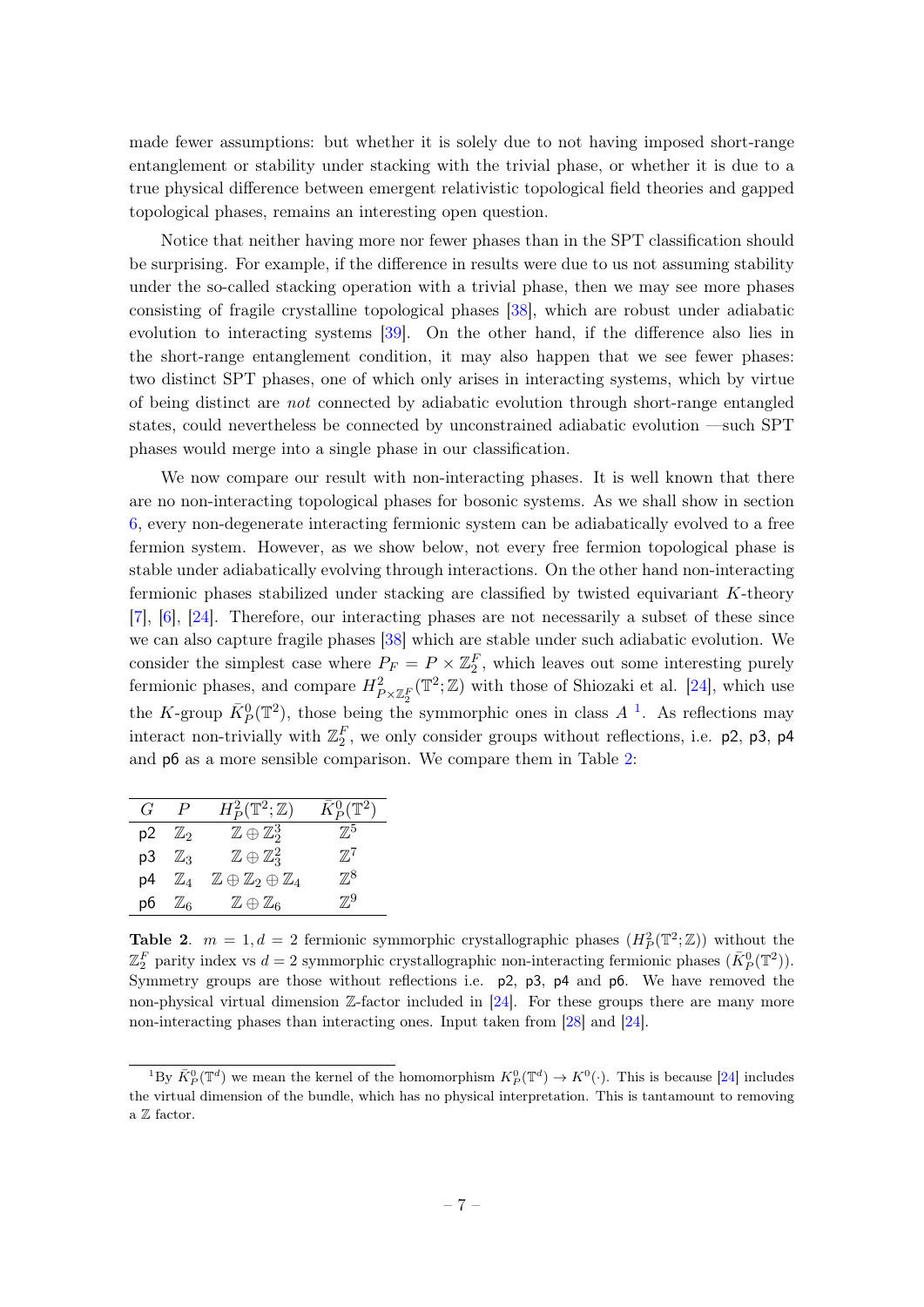made fewer assumptions: but whether it is solely due to not having imposed short-range entanglement or stability under stacking with the trivial phase, or whether it is due to a true physical difference between emergent relativistic topological field theories and gapped topological phases, remains an interesting open question.

Notice that neither having more nor fewer phases than in the SPT classification should be surprising. For example, if the difference in results were due to us not assuming stability under the so-called stacking operation with a trivial phase, then we may see more phases consisting of fragile crystalline topological phases [38], which are robust under adiabatic evolution to interacting systems [39]. On the other hand, if the difference also lies in the short-range entanglement condition, it may also happen that we see fewer phases: two distinct SPT phases, one of which only arises in interacting systems, which by virtue of being distinct are *not* connected by adiabatic evolution through short-range entangled states, could nevertheless be connected by unconstrained adiabatic evolution —such SPT phases would merge into a single phase in our classification.

We now compare our result with non-interacting phases. It is well known that there are no non-interacting topological phases for bosonic systems. As we shall show in section 6, every non-degenerate interacting fermionic system can be adiabatically evolved to a free fermion system. However, as we show below, not every free fermion topological phase is stable under adiabatically evolving through interactions. On the other hand non-interacting fermionic phases stabilized under stacking are classified by twisted equivariant $K$-theory [7], [6], [24]. Therefore, our interacting phases are not necessarily a subset of these since we can also capture fragile phases [38] which are stable under such adiabatic evolution. We consider the simplest case where $P_F = P \times \mathbb{Z}_2^F$, which leaves out some interesting purely fermionic phases, and compare $H^2_{P\times\mathbb{Z}_2^F}(\mathbb{T}^2;\mathbb{Z})$ with those of Shiozaki et al. [24], which use the $K$-group $\bar{K}^0_P(\mathbb{T}^2)$, those being the symmorphic ones in class $A$ [1]. As reflections may interact non-trivially with $\mathbb{Z}_2^F$, we only consider groups without reflections, i.e. p2, p3, p4 and p6 as a more sensible comparison. We compare them in Table 2:

| $G$ | $P$ | $H^2_P(\mathbb{T}^2;\mathbb{Z})$ | $\bar{K}^0_P(\mathbb{T}^2)$ |
|---|---|---|---|
| p2 | $\mathbb{Z}_2$ | $\mathbb{Z}\oplus\mathbb{Z}_2^3$ | $\mathbb{Z}^5$ |
| p3 | $\mathbb{Z}_3$ | $\mathbb{Z}\oplus\mathbb{Z}_3^2$ | $\mathbb{Z}^7$ |
| p4 | $\mathbb{Z}_4$ | $\mathbb{Z}\oplus\mathbb{Z}_2\oplus\mathbb{Z}_4$ | $\mathbb{Z}^8$ |
| p6 | $\mathbb{Z}_6$ | $\mathbb{Z}\oplus\mathbb{Z}_6$ | $\mathbb{Z}^9$ |

**Table 2**. $m = 1, d = 2$ fermionic symmorphic crystallographic phases ($H^2_P(\mathbb{T}^2;\mathbb{Z})$) without the $\mathbb{Z}_2^F$ parity index vs $d = 2$ symmorphic crystallographic non-interacting fermionic phases ($\bar{K}^0_P(\mathbb{T}^2)$). Symmetry groups are those without reflections i.e. p2, p3, p4 and p6. We have removed the non-physical virtual dimension $\mathbb{Z}$-factor included in [24]. For these groups there are many more non-interacting phases than interacting ones. Input taken from [28] and [24].

[1] By $\bar{K}^0_P(\mathbb{T}^d)$ we mean the kernel of the homomorphism $K^0_P(\mathbb{T}^d) \to K^0(\cdot)$. This is because [24] includes the virtual dimension of the bundle, which has no physical interpretation. This is tantamount to removing a $\mathbb{Z}$ factor.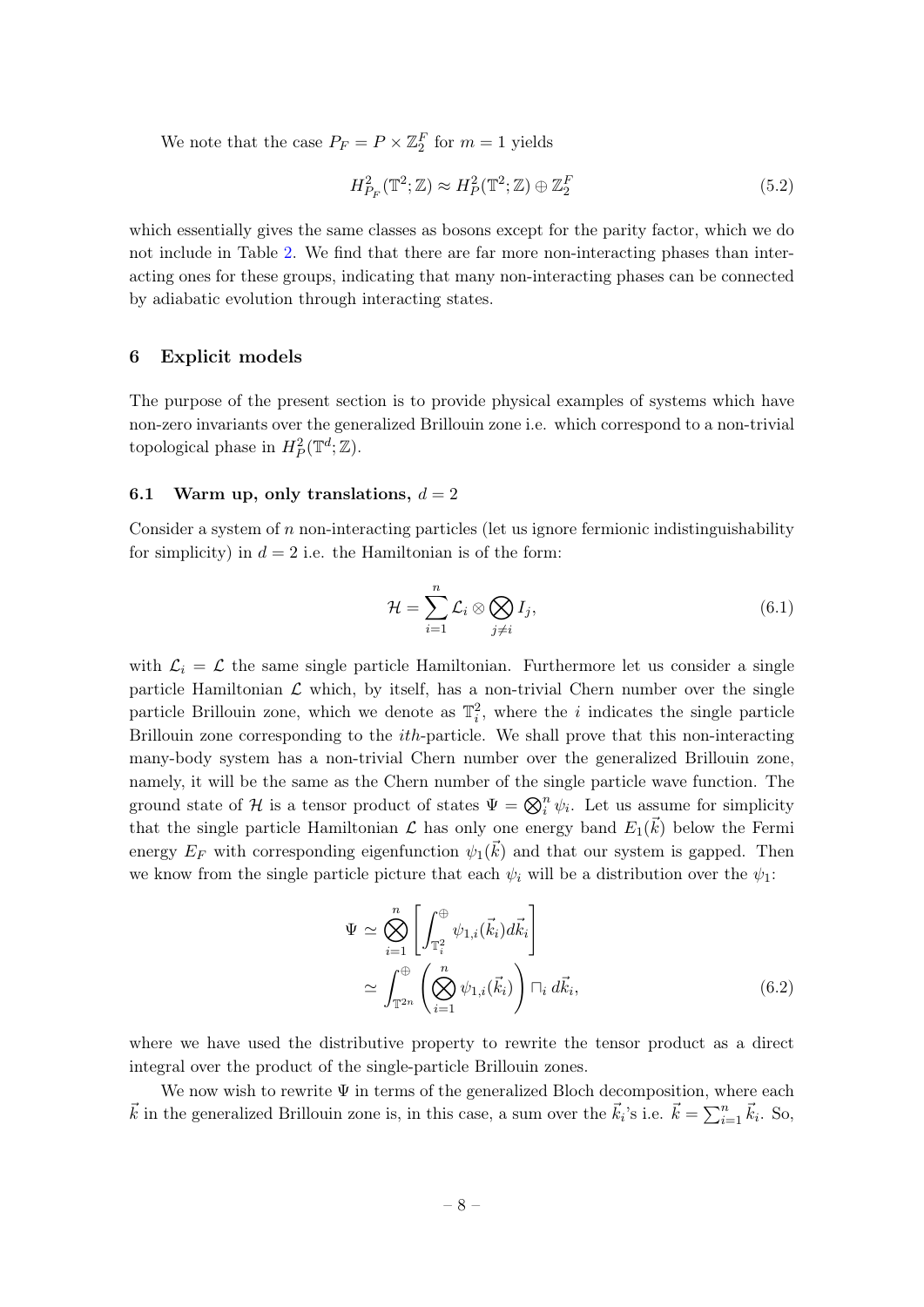We note that the case $P_F = P \times \mathbb{Z}_2^F$ for $m = 1$ yields

$$H^2_{P_F}(\mathbb{T}^2;\mathbb{Z}) \approx H^2_P(\mathbb{T}^2;\mathbb{Z}) \oplus \mathbb{Z}_2^F \tag{5.2}$$

which essentially gives the same classes as bosons except for the parity factor, which we do not include in Table 2. We find that there are far more non-interacting phases than interacting ones for these groups, indicating that many non-interacting phases can be connected by adiabatic evolution through interacting states.

## 6 Explicit models

The purpose of the present section is to provide physical examples of systems which have non-zero invariants over the generalized Brillouin zone i.e. which correspond to a non-trivial topological phase in $H^2_P(\mathbb{T}^d;\mathbb{Z})$.

### 6.1 Warm up, only translations, $d = 2$

Consider a system of $n$ non-interacting particles (let us ignore fermionic indistinguishability for simplicity) in $d = 2$ i.e. the Hamiltonian is of the form:

$$\mathcal{H} = \sum_{i=1}^{n} \mathcal{L}_i \otimes \bigotimes_{j\neq i} I_j, \tag{6.1}$$

with $\mathcal{L}_i = \mathcal{L}$ the same single particle Hamiltonian. Furthermore let us consider a single particle Hamiltonian $\mathcal{L}$ which, by itself, has a non-trivial Chern number over the single particle Brillouin zone, which we denote as $\mathbb{T}^2_i$, where the $i$ indicates the single particle Brillouin zone corresponding to the $ith$-particle. We shall prove that this non-interacting many-body system has a non-trivial Chern number over the generalized Brillouin zone, namely, it will be the same as the Chern number of the single particle wave function. The ground state of $\mathcal{H}$ is a tensor product of states $\Psi = \bigotimes_i^n \psi_i$. Let us assume for simplicity that the single particle Hamiltonian $\mathcal{L}$ has only one energy band $E_1(\vec{k})$ below the Fermi energy $E_F$ with corresponding eigenfunction $\psi_1(\vec{k})$ and that our system is gapped. Then we know from the single particle picture that each $\psi_i$ will be a distribution over the $\psi_1$:

$$\begin{aligned}
\Psi &\simeq \bigotimes_{i=1}^{n} \left[ \int^{\oplus}_{\mathbb{T}^2_i} \psi_{1,i}(\vec{k}_i) d\vec{k}_i \right] \\
&\simeq \int^{\oplus}_{\mathbb{T}^{2n}} \left( \bigotimes_{i=1}^{n} \psi_{1,i}(\vec{k}_i) \right) \sqcap_i d\vec{k}_i,
\end{aligned} \tag{6.2}$$

where we have used the distributive property to rewrite the tensor product as a direct integral over the product of the single-particle Brillouin zones.

We now wish to rewrite $\Psi$ in terms of the generalized Bloch decomposition, where each $\vec{k}$ in the generalized Brillouin zone is, in this case, a sum over the $\vec{k}_i$'s i.e. $\vec{k} = \sum_{i=1}^{n} \vec{k}_i$. So,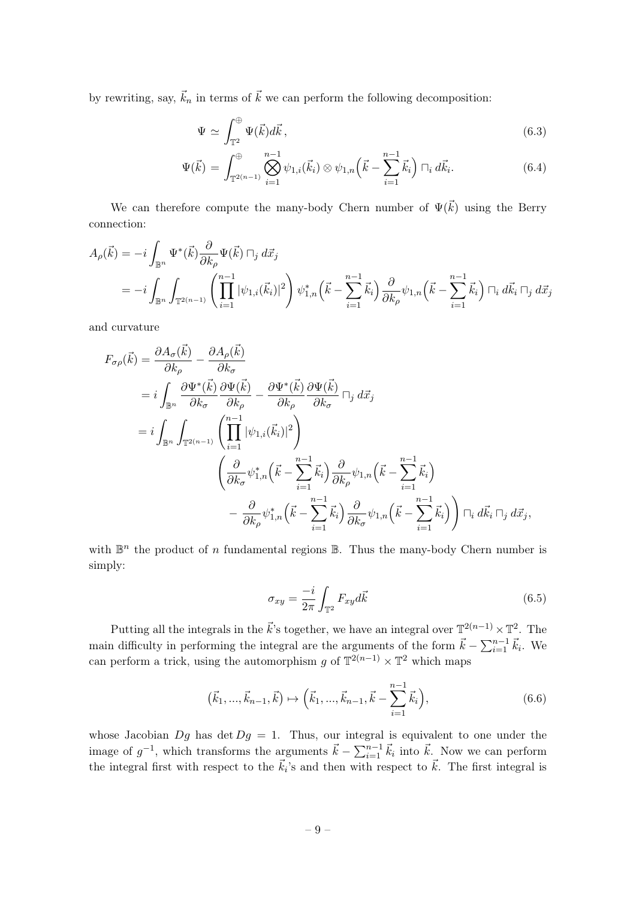by rewriting, say, $\vec{k}_n$ in terms of $\vec{k}$ we can perform the following decomposition:

$$\Psi \simeq \int_{\mathbb{T}^2}^{\oplus} \Psi(\vec{k}) d\vec{k}\,, \tag{6.3}$$

$$\Psi(\vec{k}) = \int_{\mathbb{T}^{2(n-1)}}^{\oplus} \bigotimes_{i=1}^{n-1} \psi_{1,i}(\vec{k}_i) \otimes \psi_{1,n}\Big(\vec{k} - \sum_{i=1}^{n-1} \vec{k}_i\Big) \sqcap_i d\vec{k}_i. \tag{6.4}$$

We can therefore compute the many-body Chern number of $\Psi(\vec{k})$ using the Berry connection:

$$\begin{aligned}
A_\rho(\vec{k}) &= -i \int_{\mathbb{B}^n} \Psi^*(\vec{k}) \frac{\partial}{\partial k_\rho} \Psi(\vec{k}) \sqcap_j d\vec{x}_j \\
&= -i \int_{\mathbb{B}^n} \int_{\mathbb{T}^{2(n-1)}} \left( \prod_{i=1}^{n-1} |\psi_{1,i}(\vec{k}_i)|^2 \right) \psi_{1,n}^*\Big(\vec{k} - \sum_{i=1}^{n-1} \vec{k}_i\Big) \frac{\partial}{\partial k_\rho} \psi_{1,n}\Big(\vec{k} - \sum_{i=1}^{n-1} \vec{k}_i\Big) \sqcap_i d\vec{k}_i \sqcap_j d\vec{x}_j
\end{aligned}$$

and curvature

$$\begin{aligned}
F_{\sigma\rho}(\vec{k}) &= \frac{\partial A_\sigma(\vec{k})}{\partial k_\rho} - \frac{\partial A_\rho(\vec{k})}{\partial k_\sigma} \\
&= i \int_{\mathbb{B}^n} \frac{\partial \Psi^*(\vec{k})}{\partial k_\sigma} \frac{\partial \Psi(\vec{k})}{\partial k_\rho} - \frac{\partial \Psi^*(\vec{k})}{\partial k_\rho} \frac{\partial \Psi(\vec{k})}{\partial k_\sigma} \sqcap_j d\vec{x}_j \\
&= i \int_{\mathbb{B}^n} \int_{\mathbb{T}^{2(n-1)}} \left( \prod_{i=1}^{n-1} |\psi_{1,i}(\vec{k}_i)|^2 \right) \\
&\qquad \left( \frac{\partial}{\partial k_\sigma} \psi_{1,n}^*\Big(\vec{k} - \sum_{i=1}^{n-1} \vec{k}_i\Big) \frac{\partial}{\partial k_\rho} \psi_{1,n}\Big(\vec{k} - \sum_{i=1}^{n-1} \vec{k}_i\Big) \right. \\
&\qquad \left. - \frac{\partial}{\partial k_\rho} \psi_{1,n}^*\Big(\vec{k} - \sum_{i=1}^{n-1} \vec{k}_i\Big) \frac{\partial}{\partial k_\sigma} \psi_{1,n}\Big(\vec{k} - \sum_{i=1}^{n-1} \vec{k}_i\Big) \right) \sqcap_i d\vec{k}_i \sqcap_j d\vec{x}_j,
\end{aligned}$$

with $\mathbb{B}^n$ the product of $n$ fundamental regions $\mathbb{B}$. Thus the many-body Chern number is simply:

$$\sigma_{xy} = \frac{-i}{2\pi} \int_{\mathbb{T}^2} F_{xy} d\vec{k} \tag{6.5}$$

Putting all the integrals in the $\vec{k}$'s together, we have an integral over $\mathbb{T}^{2(n-1)} \times \mathbb{T}^2$. The main difficulty in performing the integral are the arguments of the form $\vec{k} - \sum_{i=1}^{n-1} \vec{k}_i$. We can perform a trick, using the automorphism $g$ of $\mathbb{T}^{2(n-1)} \times \mathbb{T}^2$ which maps

$$\big(\vec{k}_1, ..., \vec{k}_{n-1}, \vec{k}\big) \mapsto \Big(\vec{k}_1, ..., \vec{k}_{n-1}, \vec{k} - \sum_{i=1}^{n-1} \vec{k}_i\Big), \tag{6.6}$$

whose Jacobian $Dg$ has $\det Dg = 1$. Thus, our integral is equivalent to one under the image of $g^{-1}$, which transforms the arguments $\vec{k} - \sum_{i=1}^{n-1} \vec{k}_i$ into $\vec{k}$. Now we can perform the integral first with respect to the $\vec{k}_i$'s and then with respect to $\vec{k}$. The first integral is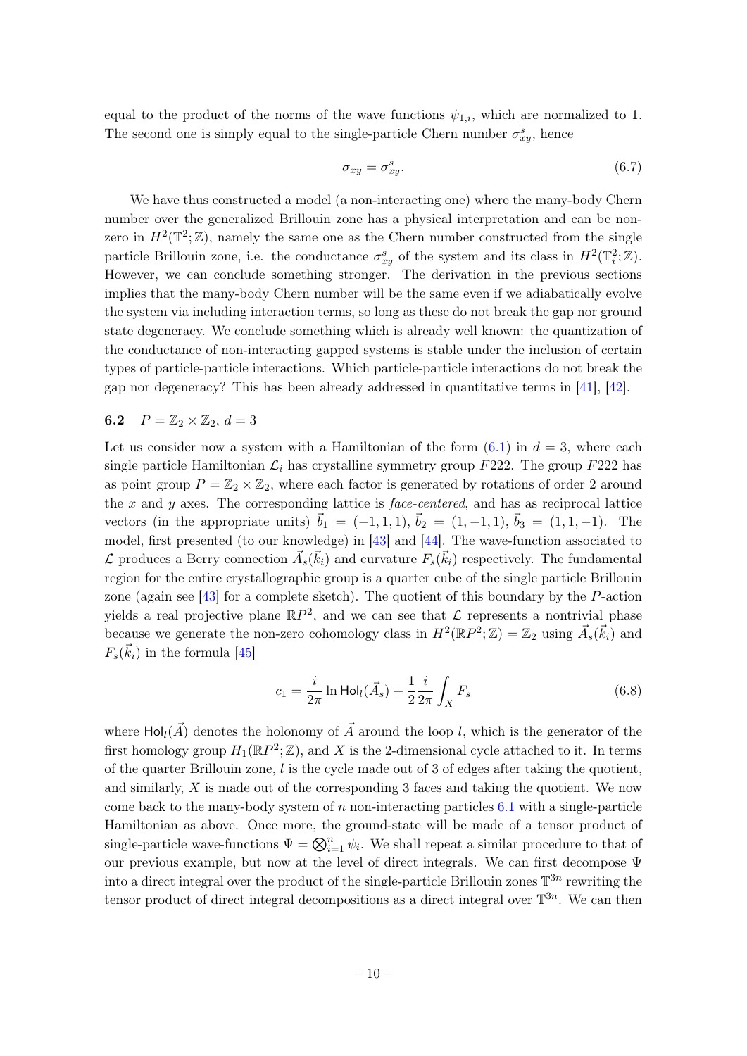equal to the product of the norms of the wave functions $\psi_{1,i}$, which are normalized to 1. The second one is simply equal to the single-particle Chern number $\sigma^s_{xy}$, hence

$$\sigma_{xy} = \sigma^s_{xy}. \tag{6.7}$$

We have thus constructed a model (a non-interacting one) where the many-body Chern number over the generalized Brillouin zone has a physical interpretation and can be non-zero in $H^2(\mathbb{T}^2;\mathbb{Z})$, namely the same one as the Chern number constructed from the single particle Brillouin zone, i.e. the conductance $\sigma^s_{xy}$ of the system and its class in $H^2(\mathbb{T}^2_i;\mathbb{Z})$. However, we can conclude something stronger. The derivation in the previous sections implies that the many-body Chern number will be the same even if we adiabatically evolve the system via including interaction terms, so long as these do not break the gap nor ground state degeneracy. We conclude something which is already well known: the quantization of the conductance of non-interacting gapped systems is stable under the inclusion of certain types of particle-particle interactions. Which particle-particle interactions do not break the gap nor degeneracy? This has been already addressed in quantitative terms in [41], [42].

### 6.2 $P = \mathbb{Z}_2 \times \mathbb{Z}_2$, $d = 3$

Let us consider now a system with a Hamiltonian of the form (6.1) in $d = 3$, where each single particle Hamiltonian $\mathcal{L}_i$ has crystalline symmetry group $F222$. The group $F222$ has as point group $P = \mathbb{Z}_2 \times \mathbb{Z}_2$, where each factor is generated by rotations of order 2 around the $x$ and $y$ axes. The corresponding lattice is *face-centered*, and has as reciprocal lattice vectors (in the appropriate units) $\vec{b}_1 = (-1, 1, 1)$, $\vec{b}_2 = (1, -1, 1)$, $\vec{b}_3 = (1, 1, -1)$. The model, first presented (to our knowledge) in [43] and [44]. The wave-function associated to $\mathcal{L}$ produces a Berry connection $\vec{A}_s(\vec{k}_i)$ and curvature $F_s(\vec{k}_i)$ respectively. The fundamental region for the entire crystallographic group is a quarter cube of the single particle Brillouin zone (again see [43] for a complete sketch). The quotient of this boundary by the $P$-action yields a real projective plane $\mathbb{R}P^2$, and we can see that $\mathcal{L}$ represents a nontrivial phase because we generate the non-zero cohomology class in $H^2(\mathbb{R}P^2;\mathbb{Z}) = \mathbb{Z}_2$ using $\vec{A}_s(\vec{k}_i)$ and $F_s(\vec{k}_i)$ in the formula [45]

$$c_1 = \frac{i}{2\pi} \ln \mathsf{Hol}_l(\vec{A}_s) + \frac{1}{2} \frac{i}{2\pi} \int_X F_s \tag{6.8}$$

where $\mathsf{Hol}_l(\vec{A})$ denotes the holonomy of $\vec{A}$ around the loop $l$, which is the generator of the first homology group $H_1(\mathbb{R}P^2;\mathbb{Z})$, and $X$ is the 2-dimensional cycle attached to it. In terms of the quarter Brillouin zone, $l$ is the cycle made out of 3 of edges after taking the quotient, and similarly, $X$ is made out of the corresponding 3 faces and taking the quotient. We now come back to the many-body system of $n$ non-interacting particles 6.1 with a single-particle Hamiltonian as above. Once more, the ground-state will be made of a tensor product of single-particle wave-functions $\Psi = \bigotimes_{i=1}^n \psi_i$. We shall repeat a similar procedure to that of our previous example, but now at the level of direct integrals. We can first decompose $\Psi$ into a direct integral over the product of the single-particle Brillouin zones $\mathbb{T}^{3n}$ rewriting the tensor product of direct integral decompositions as a direct integral over $\mathbb{T}^{3n}$. We can then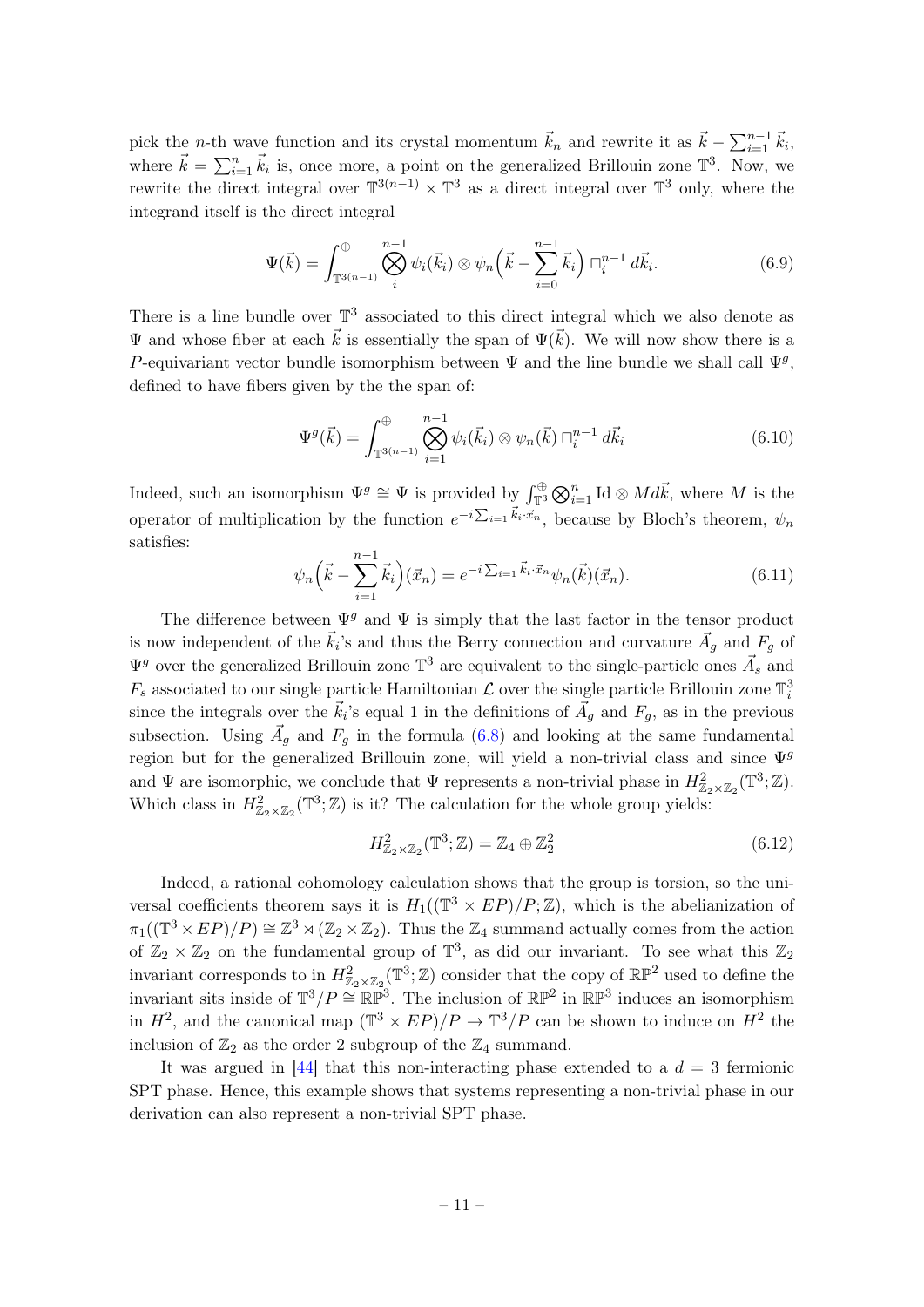pick the $n$-th wave function and its crystal momentum $\vec{k}_n$ and rewrite it as $\vec{k} - \sum_{i=1}^{n-1} \vec{k}_i$, where $\vec{k} = \sum_{i=1}^{n} \vec{k}_i$ is, once more, a point on the generalized Brillouin zone $\mathbb{T}^3$. Now, we rewrite the direct integral over $\mathbb{T}^{3(n-1)} \times \mathbb{T}^3$ as a direct integral over $\mathbb{T}^3$ only, where the integrand itself is the direct integral

$$\Psi(\vec{k}) = \int_{\mathbb{T}^{3(n-1)}}^{\oplus} \bigotimes_{i}^{n-1} \psi_i(\vec{k}_i) \otimes \psi_n\Big(\vec{k} - \sum_{i=0}^{n-1} \vec{k}_i\Big) \sqcap_i^{n-1} d\vec{k}_i. \tag{6.9}$$

There is a line bundle over $\mathbb{T}^3$ associated to this direct integral which we also denote as $\Psi$ and whose fiber at each $\vec{k}$ is essentially the span of $\Psi(\vec{k})$. We will now show there is a $P$-equivariant vector bundle isomorphism between $\Psi$ and the line bundle we shall call $\Psi^g$, defined to have fibers given by the the span of:

$$\Psi^g(\vec{k}) = \int_{\mathbb{T}^{3(n-1)}}^{\oplus} \bigotimes_{i=1}^{n-1} \psi_i(\vec{k}_i) \otimes \psi_n(\vec{k}) \sqcap_i^{n-1} d\vec{k}_i \tag{6.10}$$

Indeed, such an isomorphism $\Psi^g \cong \Psi$ is provided by $\int_{\mathbb{T}^3}^{\oplus} \bigotimes_{i=1}^{n} \mathrm{Id} \otimes M d\vec{k}$, where $M$ is the operator of multiplication by the function $e^{-i \sum_{i=1} \vec{k}_i \cdot \vec{x}_n}$, because by Bloch's theorem, $\psi_n$ satisfies:

$$\psi_n\Big(\vec{k} - \sum_{i=1}^{n-1} \vec{k}_i\Big)(\vec{x}_n) = e^{-i \sum_{i=1} \vec{k}_i \cdot \vec{x}_n} \psi_n(\vec{k})(\vec{x}_n). \tag{6.11}$$

The difference between $\Psi^g$ and $\Psi$ is simply that the last factor in the tensor product is now independent of the $\vec{k}_i$'s and thus the Berry connection and curvature $\vec{A}_g$ and $F_g$ of $\Psi^g$ over the generalized Brillouin zone $\mathbb{T}^3$ are equivalent to the single-particle ones $\vec{A}_s$ and $F_s$ associated to our single particle Hamiltonian $\mathcal{L}$ over the single particle Brillouin zone $\mathbb{T}^3_i$ since the integrals over the $\vec{k}_i$'s equal 1 in the definitions of $\vec{A}_g$ and $F_g$, as in the previous subsection. Using $\vec{A}_g$ and $F_g$ in the formula (6.8) and looking at the same fundamental region but for the generalized Brillouin zone, will yield a non-trivial class and since $\Psi^g$ and $\Psi$ are isomorphic, we conclude that $\Psi$ represents a non-trivial phase in $H^2_{\mathbb{Z}_2 \times \mathbb{Z}_2}(\mathbb{T}^3; \mathbb{Z})$. Which class in $H^2_{\mathbb{Z}_2 \times \mathbb{Z}_2}(\mathbb{T}^3; \mathbb{Z})$ is it? The calculation for the whole group yields:

$$H^2_{\mathbb{Z}_2 \times \mathbb{Z}_2}(\mathbb{T}^3; \mathbb{Z}) = \mathbb{Z}_4 \oplus \mathbb{Z}_2^2 \tag{6.12}$$

Indeed, a rational cohomology calculation shows that the group is torsion, so the universal coefficients theorem says it is $H_1((\mathbb{T}^3 \times EP)/P; \mathbb{Z})$, which is the abelianization of $\pi_1((\mathbb{T}^3 \times EP)/P) \cong \mathbb{Z}^3 \rtimes (\mathbb{Z}_2 \times \mathbb{Z}_2)$. Thus the $\mathbb{Z}_4$ summand actually comes from the action of $\mathbb{Z}_2 \times \mathbb{Z}_2$ on the fundamental group of $\mathbb{T}^3$, as did our invariant. To see what this $\mathbb{Z}_2$ invariant corresponds to in $H^2_{\mathbb{Z}_2 \times \mathbb{Z}_2}(\mathbb{T}^3; \mathbb{Z})$ consider that the copy of $\mathbb{RP}^2$ used to define the invariant sits inside of $\mathbb{T}^3/P \cong \mathbb{RP}^3$. The inclusion of $\mathbb{RP}^2$ in $\mathbb{RP}^3$ induces an isomorphism in $H^2$, and the canonical map $(\mathbb{T}^3 \times EP)/P \to \mathbb{T}^3/P$ can be shown to induce on $H^2$ the inclusion of $\mathbb{Z}_2$ as the order 2 subgroup of the $\mathbb{Z}_4$ summand.

It was argued in [44] that this non-interacting phase extended to a $d = 3$ fermionic SPT phase. Hence, this example shows that systems representing a non-trivial phase in our derivation can also represent a non-trivial SPT phase.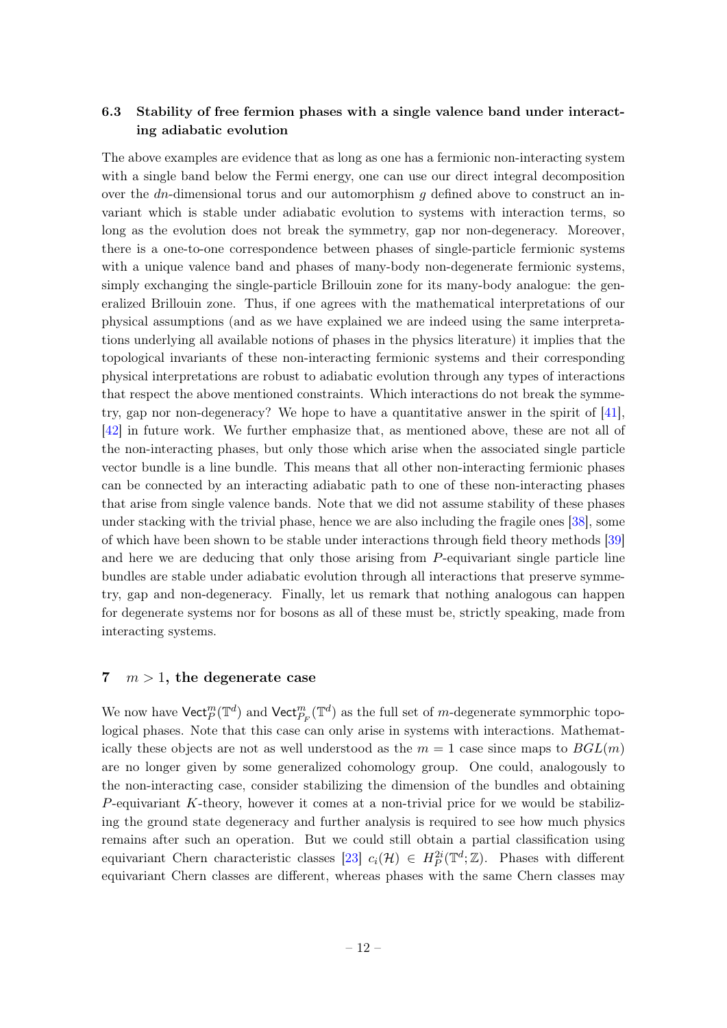### 6.3 Stability of free fermion phases with a single valence band under interacting adiabatic evolution

The above examples are evidence that as long as one has a fermionic non-interacting system with a single band below the Fermi energy, one can use our direct integral decomposition over the $dn$-dimensional torus and our automorphism $g$ defined above to construct an invariant which is stable under adiabatic evolution to systems with interaction terms, so long as the evolution does not break the symmetry, gap nor non-degeneracy. Moreover, there is a one-to-one correspondence between phases of single-particle fermionic systems with a unique valence band and phases of many-body non-degenerate fermionic systems, simply exchanging the single-particle Brillouin zone for its many-body analogue: the generalized Brillouin zone. Thus, if one agrees with the mathematical interpretations of our physical assumptions (and as we have explained we are indeed using the same interpretations underlying all available notions of phases in the physics literature) it implies that the topological invariants of these non-interacting fermionic systems and their corresponding physical interpretations are robust to adiabatic evolution through any types of interactions that respect the above mentioned constraints. Which interactions do not break the symmetry, gap nor non-degeneracy? We hope to have a quantitative answer in the spirit of [41], [42] in future work. We further emphasize that, as mentioned above, these are not all of the non-interacting phases, but only those which arise when the associated single particle vector bundle is a line bundle. This means that all other non-interacting fermionic phases can be connected by an interacting adiabatic path to one of these non-interacting phases that arise from single valence bands. Note that we did not assume stability of these phases under stacking with the trivial phase, hence we are also including the fragile ones [38], some of which have been shown to be stable under interactions through field theory methods [39] and here we are deducing that only those arising from $P$-equivariant single particle line bundles are stable under adiabatic evolution through all interactions that preserve symmetry, gap and non-degeneracy. Finally, let us remark that nothing analogous can happen for degenerate systems nor for bosons as all of these must be, strictly speaking, made from interacting systems.

## 7 $m > 1$, the degenerate case

We now have $\mathsf{Vect}^m_P(\mathbb{T}^d)$ and $\mathsf{Vect}^m_{P_F}(\mathbb{T}^d)$ as the full set of $m$-degenerate symmorphic topological phases. Note that this case can only arise in systems with interactions. Mathematically these objects are not as well understood as the $m = 1$ case since maps to $BGL(m)$ are no longer given by some generalized cohomology group. One could, analogously to the non-interacting case, consider stabilizing the dimension of the bundles and obtaining $P$-equivariant $K$-theory, however it comes at a non-trivial price for we would be stabilizing the ground state degeneracy and further analysis is required to see how much physics remains after such an operation. But we could still obtain a partial classification using equivariant Chern characteristic classes [23] $c_i(\mathcal{H}) \in H^{2i}_P(\mathbb{T}^d; \mathbb{Z})$. Phases with different equivariant Chern classes are different, whereas phases with the same Chern classes may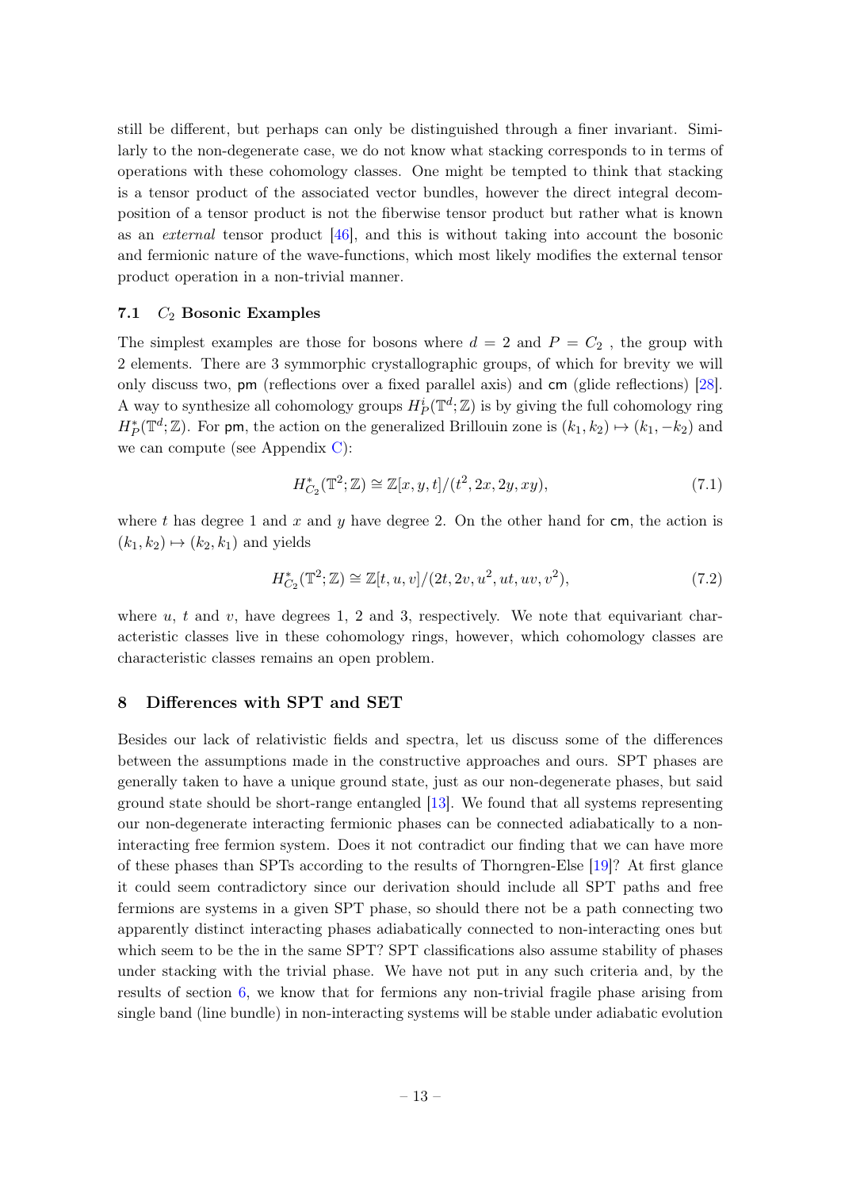still be different, but perhaps can only be distinguished through a finer invariant. Similarly to the non-degenerate case, we do not know what stacking corresponds to in terms of operations with these cohomology classes. One might be tempted to think that stacking is a tensor product of the associated vector bundles, however the direct integral decomposition of a tensor product is not the fiberwise tensor product but rather what is known as an *external* tensor product [46], and this is without taking into account the bosonic and fermionic nature of the wave-functions, which most likely modifies the external tensor product operation in a non-trivial manner.

### 7.1 $C_2$ Bosonic Examples

The simplest examples are those for bosons where $d = 2$ and $P = C_2$ , the group with 2 elements. There are 3 symmorphic crystallographic groups, of which for brevity we will only discuss two, pm (reflections over a fixed parallel axis) and cm (glide reflections) [28]. A way to synthesize all cohomology groups $H^i_P(\mathbb{T}^d; \mathbb{Z})$ is by giving the full cohomology ring $H^*_P(\mathbb{T}^d; \mathbb{Z})$. For pm, the action on the generalized Brillouin zone is $(k_1, k_2) \mapsto (k_1, -k_2)$ and we can compute (see Appendix C):

$$H^*_{C_2}(\mathbb{T}^2; \mathbb{Z}) \cong \mathbb{Z}[x, y, t]/(t^2, 2x, 2y, xy), \tag{7.1}$$

where $t$ has degree 1 and $x$ and $y$ have degree 2. On the other hand for cm, the action is $(k_1, k_2) \mapsto (k_2, k_1)$ and yields

$$H^*_{C_2}(\mathbb{T}^2; \mathbb{Z}) \cong \mathbb{Z}[t, u, v]/(2t, 2v, u^2, ut, uv, v^2), \tag{7.2}$$

where $u$, $t$ and $v$, have degrees 1, 2 and 3, respectively. We note that equivariant characteristic classes live in these cohomology rings, however, which cohomology classes are characteristic classes remains an open problem.

## 8 Differences with SPT and SET

Besides our lack of relativistic fields and spectra, let us discuss some of the differences between the assumptions made in the constructive approaches and ours. SPT phases are generally taken to have a unique ground state, just as our non-degenerate phases, but said ground state should be short-range entangled [13]. We found that all systems representing our non-degenerate interacting fermionic phases can be connected adiabatically to a non-interacting free fermion system. Does it not contradict our finding that we can have more of these phases than SPTs according to the results of Thorngren-Else [19]? At first glance it could seem contradictory since our derivation should include all SPT paths and free fermions are systems in a given SPT phase, so should there not be a path connecting two apparently distinct interacting phases adiabatically connected to non-interacting ones but which seem to be the in the same SPT? SPT classifications also assume stability of phases under stacking with the trivial phase. We have not put in any such criteria and, by the results of section 6, we know that for fermions any non-trivial fragile phase arising from single band (line bundle) in non-interacting systems will be stable under adiabatic evolution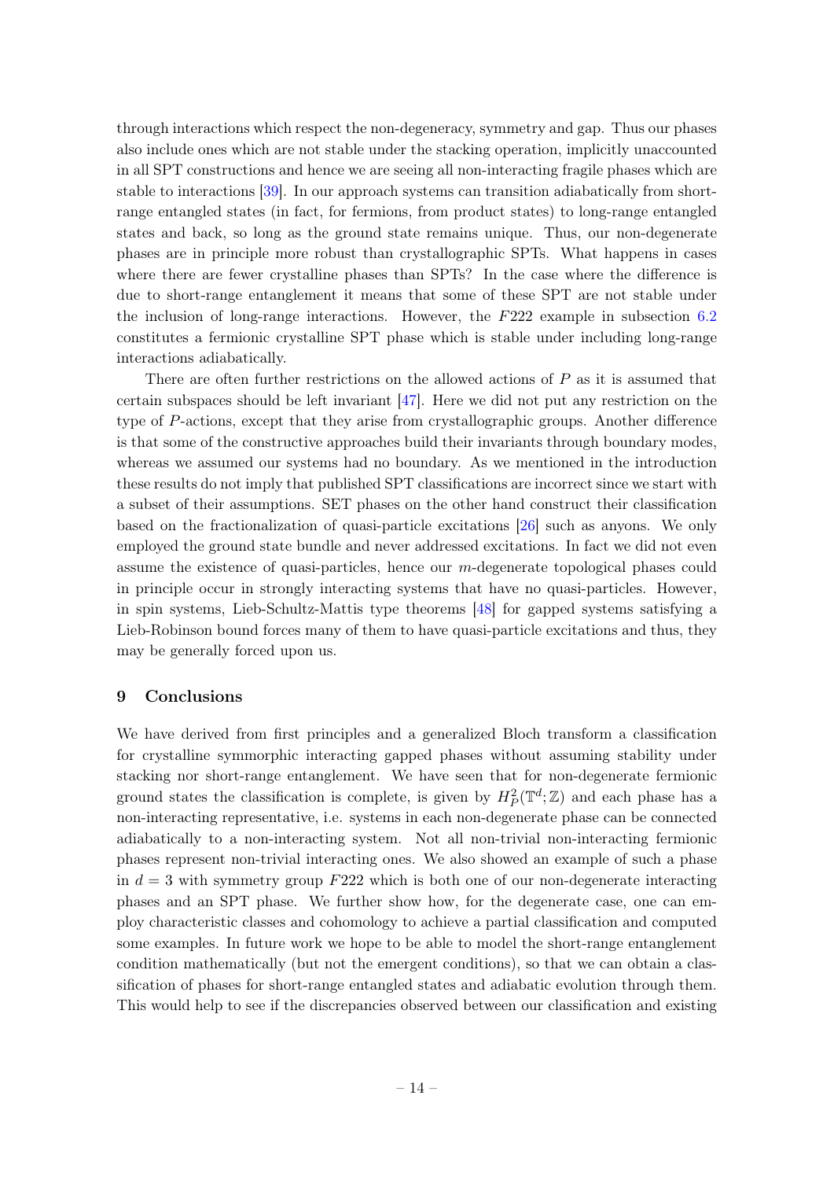through interactions which respect the non-degeneracy, symmetry and gap. Thus our phases also include ones which are not stable under the stacking operation, implicitly unaccounted in all SPT constructions and hence we are seeing all non-interacting fragile phases which are stable to interactions [39]. In our approach systems can transition adiabatically from short-range entangled states (in fact, for fermions, from product states) to long-range entangled states and back, so long as the ground state remains unique. Thus, our non-degenerate phases are in principle more robust than crystallographic SPTs. What happens in cases where there are fewer crystalline phases than SPTs? In the case where the difference is due to short-range entanglement it means that some of these SPT are not stable under the inclusion of long-range interactions. However, the $F222$ example in subsection 6.2 constitutes a fermionic crystalline SPT phase which is stable under including long-range interactions adiabatically.

There are often further restrictions on the allowed actions of $P$ as it is assumed that certain subspaces should be left invariant [47]. Here we did not put any restriction on the type of $P$-actions, except that they arise from crystallographic groups. Another difference is that some of the constructive approaches build their invariants through boundary modes, whereas we assumed our systems had no boundary. As we mentioned in the introduction these results do not imply that published SPT classifications are incorrect since we start with a subset of their assumptions. SET phases on the other hand construct their classification based on the fractionalization of quasi-particle excitations [26] such as anyons. We only employed the ground state bundle and never addressed excitations. In fact we did not even assume the existence of quasi-particles, hence our $m$-degenerate topological phases could in principle occur in strongly interacting systems that have no quasi-particles. However, in spin systems, Lieb-Schultz-Mattis type theorems [48] for gapped systems satisfying a Lieb-Robinson bound forces many of them to have quasi-particle excitations and thus, they may be generally forced upon us.

## 9 Conclusions

We have derived from first principles and a generalized Bloch transform a classification for crystalline symmorphic interacting gapped phases without assuming stability under stacking nor short-range entanglement. We have seen that for non-degenerate fermionic ground states the classification is complete, is given by $H^2_P(\mathbb{T}^d;\mathbb{Z})$ and each phase has a non-interacting representative, i.e. systems in each non-degenerate phase can be connected adiabatically to a non-interacting system. Not all non-trivial non-interacting fermionic phases represent non-trivial interacting ones. We also showed an example of such a phase in $d = 3$ with symmetry group $F222$ which is both one of our non-degenerate interacting phases and an SPT phase. We further show how, for the degenerate case, one can employ characteristic classes and cohomology to achieve a partial classification and computed some examples. In future work we hope to be able to model the short-range entanglement condition mathematically (but not the emergent conditions), so that we can obtain a classification of phases for short-range entangled states and adiabatic evolution through them. This would help to see if the discrepancies observed between our classification and existing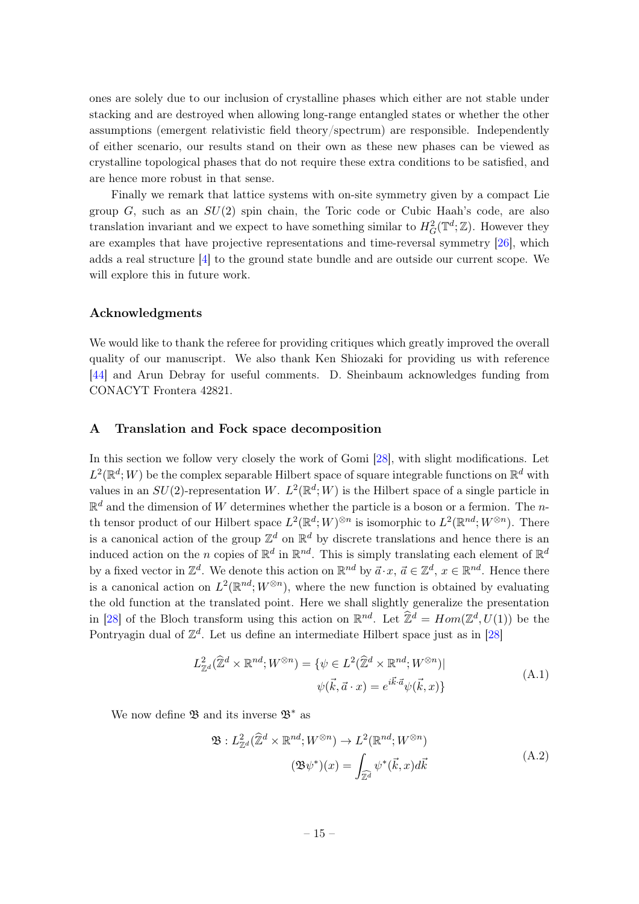ones are solely due to our inclusion of crystalline phases which either are not stable under stacking and are destroyed when allowing long-range entangled states or whether the other assumptions (emergent relativistic field theory/spectrum) are responsible. Independently of either scenario, our results stand on their own as these new phases can be viewed as crystalline topological phases that do not require these extra conditions to be satisfied, and are hence more robust in that sense.

Finally we remark that lattice systems with on-site symmetry given by a compact Lie group $G$, such as an $SU(2)$ spin chain, the Toric code or Cubic Haah's code, are also translation invariant and we expect to have something similar to $H^2_G(\mathbb{T}^d;\mathbb{Z})$. However they are examples that have projective representations and time-reversal symmetry [26], which adds a real structure [4] to the ground state bundle and are outside our current scope. We will explore this in future work.

### Acknowledgments

We would like to thank the referee for providing critiques which greatly improved the overall quality of our manuscript. We also thank Ken Shiozaki for providing us with reference [44] and Arun Debray for useful comments. D. Sheinbaum acknowledges funding from CONACYT Frontera 42821.

## A Translation and Fock space decomposition

In this section we follow very closely the work of Gomi [28], with slight modifications. Let $L^2(\mathbb{R}^d;W)$ be the complex separable Hilbert space of square integrable functions on $\mathbb{R}^d$ with values in an $SU(2)$-representation $W$. $L^2(\mathbb{R}^d;W)$ is the Hilbert space of a single particle in $\mathbb{R}^d$ and the dimension of $W$ determines whether the particle is a boson or a fermion. The $n$-th tensor product of our Hilbert space $L^2(\mathbb{R}^d;W)^{\otimes n}$ is isomorphic to $L^2(\mathbb{R}^{nd};W^{\otimes n})$. There is a canonical action of the group $\mathbb{Z}^d$ on $\mathbb{R}^d$ by discrete translations and hence there is an induced action on the $n$ copies of $\mathbb{R}^d$ in $\mathbb{R}^{nd}$. This is simply translating each element of $\mathbb{R}^d$ by a fixed vector in $\mathbb{Z}^d$. We denote this action on $\mathbb{R}^{nd}$ by $\vec{a}\cdot x$, $\vec{a}\in\mathbb{Z}^d$, $x\in\mathbb{R}^{nd}$. Hence there is a canonical action on $L^2(\mathbb{R}^{nd};W^{\otimes n})$, where the new function is obtained by evaluating the old function at the translated point. Here we shall slightly generalize the presentation in [28] of the Bloch transform using this action on $\mathbb{R}^{nd}$. Let $\widehat{\mathbb{Z}}^d = Hom(\mathbb{Z}^d, U(1))$ be the Pontryagin dual of $\mathbb{Z}^d$. Let us define an intermediate Hilbert space just as in [28]

$$
\begin{aligned}
L^2_{\mathbb{Z}^d}(\widehat{\mathbb{Z}}^d\times\mathbb{R}^{nd};W^{\otimes n}) = \{\psi\in L^2(\widehat{\mathbb{Z}}^d\times\mathbb{R}^{nd};W^{\otimes n})|\\
\psi(\vec{k},\vec{a}\cdot x) = e^{i\vec{k}\cdot\vec{a}}\psi(\vec{k},x)\}
\end{aligned}
\tag{A.1}
$$

We now define $\mathfrak{B}$ and its inverse $\mathfrak{B}^*$ as

$$
\begin{aligned}
\mathfrak{B}: L^2_{\mathbb{Z}^d}(\widehat{\mathbb{Z}}^d\times\mathbb{R}^{nd};W^{\otimes n}) \to L^2(\mathbb{R}^{nd};W^{\otimes n})\\
(\mathfrak{B}\psi^*)(x) = \int_{\widehat{\mathbb{Z}}^d}\psi^*(\vec{k},x)d\vec{k}
\end{aligned}
\tag{A.2}
$$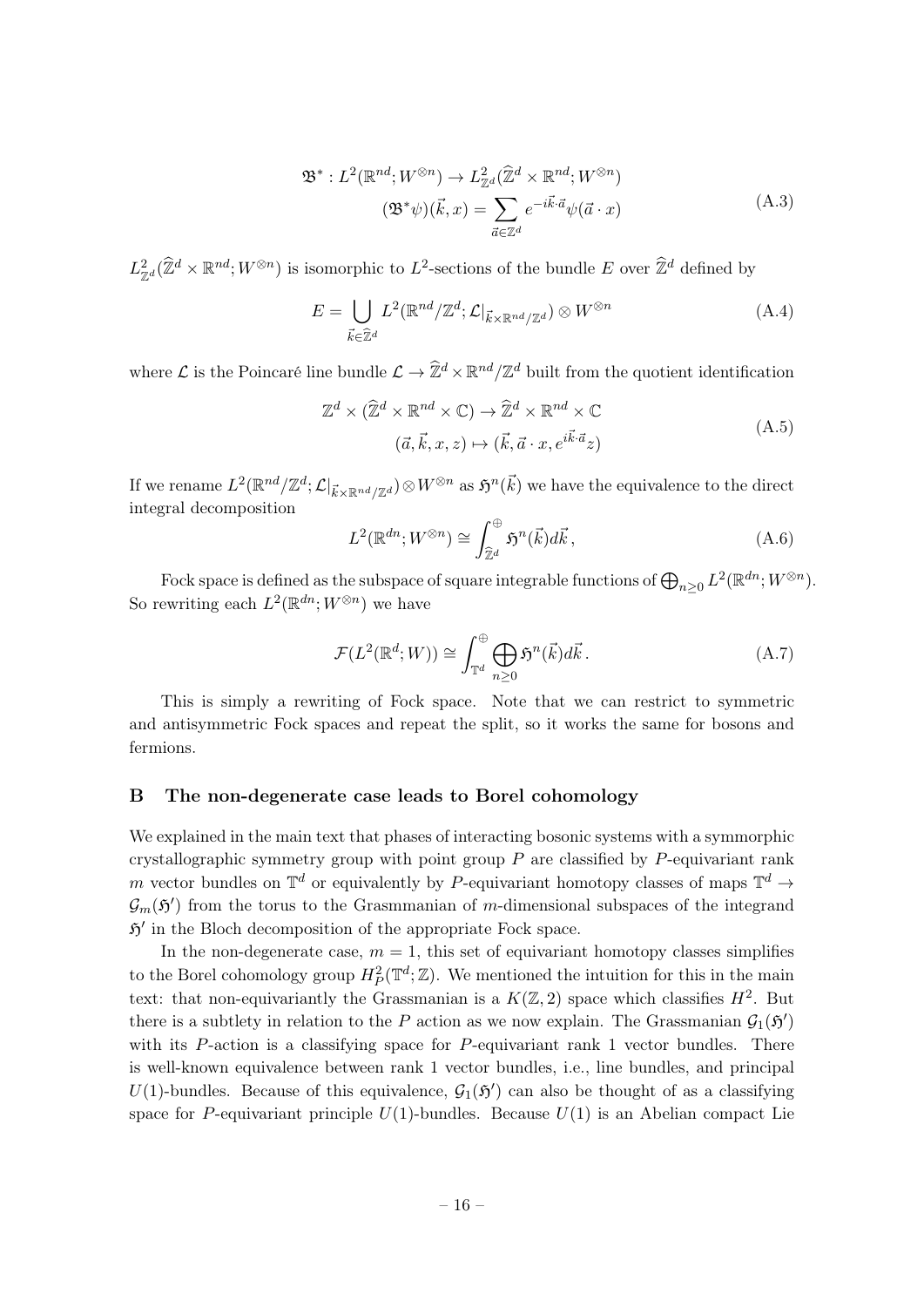$$
\begin{aligned}
\mathfrak{B}^*: L^2(\mathbb{R}^{nd}; W^{\otimes n}) &\to L^2_{\mathbb{Z}^d}(\widehat{\mathbb{Z}}^d \times \mathbb{R}^{nd}; W^{\otimes n}) \\
(\mathfrak{B}^*\psi)(\vec{k}, x) &= \sum_{\vec{a} \in \mathbb{Z}^d} e^{-i\vec{k}\cdot\vec{a}} \psi(\vec{a} \cdot x)
\end{aligned}
\tag{A.3}
$$

$L^2_{\mathbb{Z}^d}(\widehat{\mathbb{Z}}^d \times \mathbb{R}^{nd}; W^{\otimes n})$ is isomorphic to $L^2$-sections of the bundle $E$ over $\widehat{\mathbb{Z}}^d$ defined by

$$
E = \bigcup_{\vec{k} \in \widehat{\mathbb{Z}}^d} L^2(\mathbb{R}^{nd}/\mathbb{Z}^d; \mathcal{L}|_{\vec{k} \times \mathbb{R}^{nd}/\mathbb{Z}^d}) \otimes W^{\otimes n}
\tag{A.4}
$$

where $\mathcal{L}$ is the Poincaré line bundle $\mathcal{L} \to \widehat{\mathbb{Z}}^d \times \mathbb{R}^{nd}/\mathbb{Z}^d$ built from the quotient identification

$$
\begin{aligned}
\mathbb{Z}^d \times (\widehat{\mathbb{Z}}^d \times \mathbb{R}^{nd} \times \mathbb{C}) &\to \widehat{\mathbb{Z}}^d \times \mathbb{R}^{nd} \times \mathbb{C} \\
(\vec{a}, \vec{k}, x, z) &\mapsto (\vec{k}, \vec{a} \cdot x, e^{i\vec{k}\cdot\vec{a}} z)
\end{aligned}
\tag{A.5}
$$

If we rename $L^2(\mathbb{R}^{nd}/\mathbb{Z}^d; \mathcal{L}|_{\vec{k} \times \mathbb{R}^{nd}/\mathbb{Z}^d}) \otimes W^{\otimes n}$ as $\mathfrak{H}^n(\vec{k})$ we have the equivalence to the direct integral decomposition

$$
L^2(\mathbb{R}^{dn}; W^{\otimes n}) \cong \int^{\oplus}_{\widehat{\mathbb{Z}}^d} \mathfrak{H}^n(\vec{k}) d\vec{k}\,,
\tag{A.6}
$$

Fock space is defined as the subspace of square integrable functions of $\bigoplus_{n \geq 0} L^2(\mathbb{R}^{dn}; W^{\otimes n})$. So rewriting each $L^2(\mathbb{R}^{dn}; W^{\otimes n})$ we have

$$
\mathcal{F}(L^2(\mathbb{R}^d; W)) \cong \int^{\oplus}_{\mathbb{T}^d} \bigoplus_{n \geq 0} \mathfrak{H}^n(\vec{k}) d\vec{k}\,.
\tag{A.7}
$$

This is simply a rewriting of Fock space. Note that we can restrict to symmetric and antisymmetric Fock spaces and repeat the split, so it works the same for bosons and fermions.

## B The non-degenerate case leads to Borel cohomology

We explained in the main text that phases of interacting bosonic systems with a symmorphic crystallographic symmetry group with point group $P$ are classified by $P$-equivariant rank $m$ vector bundles on $\mathbb{T}^d$ or equivalently by $P$-equivariant homotopy classes of maps $\mathbb{T}^d \to \mathcal{G}_m(\mathfrak{H}')$ from the torus to the Grasmmanian of $m$-dimensional subspaces of the integrand $\mathfrak{H}'$ in the Bloch decomposition of the appropriate Fock space.

In the non-degenerate case, $m = 1$, this set of equivariant homotopy classes simplifies to the Borel cohomology group $H^2_P(\mathbb{T}^d; \mathbb{Z})$. We mentioned the intuition for this in the main text: that non-equivariantly the Grassmanian is a $K(\mathbb{Z}, 2)$ space which classifies $H^2$. But there is a subtlety in relation to the $P$ action as we now explain. The Grassmanian $\mathcal{G}_1(\mathfrak{H}')$ with its $P$-action is a classifying space for $P$-equivariant rank 1 vector bundles. There is well-known equivalence between rank 1 vector bundles, i.e., line bundles, and principal $U(1)$-bundles. Because of this equivalence, $\mathcal{G}_1(\mathfrak{H}')$ can also be thought of as a classifying space for $P$-equivariant principle $U(1)$-bundles. Because $U(1)$ is an Abelian compact Lie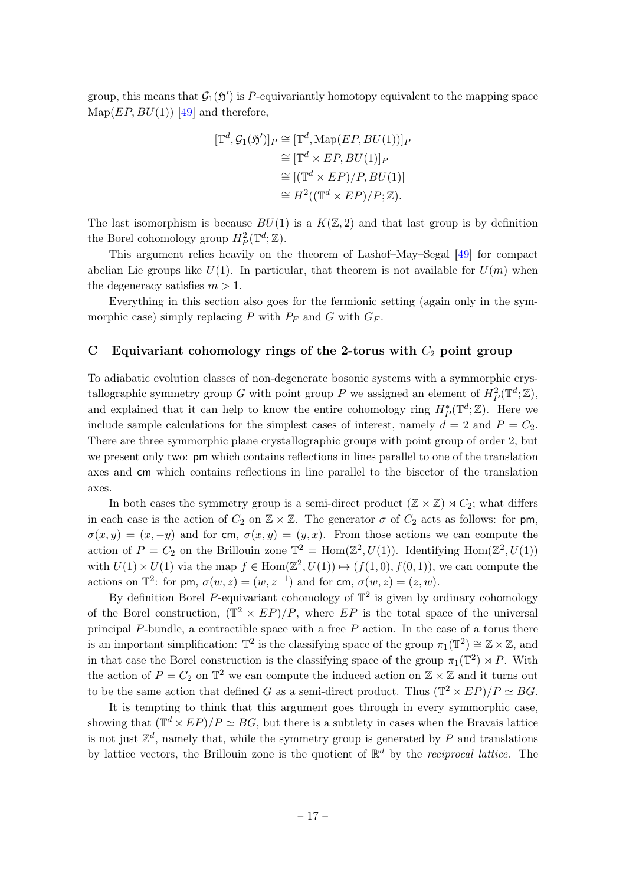group, this means that $\mathcal{G}_1(\mathfrak{H}')$ is $P$-equivariantly homotopy equivalent to the mapping space $\mathrm{Map}(EP, BU(1))$ [49] and therefore,

$$
\begin{aligned}
[\mathbb{T}^d, \mathcal{G}_1(\mathfrak{H}')]_P &\cong [\mathbb{T}^d, \mathrm{Map}(EP, BU(1))]_P \\
&\cong [\mathbb{T}^d \times EP, BU(1)]_P \\
&\cong [(\mathbb{T}^d \times EP)/P, BU(1)] \\
&\cong H^2((\mathbb{T}^d \times EP)/P; \mathbb{Z}).
\end{aligned}
$$

The last isomorphism is because $BU(1)$ is a $K(\mathbb{Z}, 2)$ and that last group is by definition the Borel cohomology group $H^2_P(\mathbb{T}^d; \mathbb{Z})$.

This argument relies heavily on the theorem of Lashof–May–Segal [49] for compact abelian Lie groups like $U(1)$. In particular, that theorem is not available for $U(m)$ when the degeneracy satisfies $m > 1$.

Everything in this section also goes for the fermionic setting (again only in the symmorphic case) simply replacing $P$ with $P_F$ and $G$ with $G_F$.

## C Equivariant cohomology rings of the 2-torus with $C_2$ point group

To adiabatic evolution classes of non-degenerate bosonic systems with a symmorphic crystallographic symmetry group $G$ with point group $P$ we assigned an element of $H^2_P(\mathbb{T}^d; \mathbb{Z})$, and explained that it can help to know the entire cohomology ring $H^*_P(\mathbb{T}^d; \mathbb{Z})$. Here we include sample calculations for the simplest cases of interest, namely $d = 2$ and $P = C_2$. There are three symmorphic plane crystallographic groups with point group of order 2, but we present only two: pm which contains reflections in lines parallel to one of the translation axes and cm which contains reflections in line parallel to the bisector of the translation axes.

In both cases the symmetry group is a semi-direct product $(\mathbb{Z} \times \mathbb{Z}) \rtimes C_2$; what differs in each case is the action of $C_2$ on $\mathbb{Z} \times \mathbb{Z}$. The generator $\sigma$ of $C_2$ acts as follows: for pm, $\sigma(x, y) = (x, -y)$ and for cm, $\sigma(x, y) = (y, x)$. From those actions we can compute the action of $P = C_2$ on the Brillouin zone $\mathbb{T}^2 = \mathrm{Hom}(\mathbb{Z}^2, U(1))$. Identifying $\mathrm{Hom}(\mathbb{Z}^2, U(1))$ with $U(1) \times U(1)$ via the map $f \in \mathrm{Hom}(\mathbb{Z}^2, U(1)) \mapsto (f(1, 0), f(0, 1))$, we can compute the actions on $\mathbb{T}^2$: for pm, $\sigma(w, z) = (w, z^{-1})$ and for cm, $\sigma(w, z) = (z, w)$.

By definition Borel $P$-equivariant cohomology of $\mathbb{T}^2$ is given by ordinary cohomology of the Borel construction, $(\mathbb{T}^2 \times EP)/P$, where $EP$ is the total space of the universal principal $P$-bundle, a contractible space with a free $P$ action. In the case of a torus there is an important simplification: $\mathbb{T}^2$ is the classifying space of the group $\pi_1(\mathbb{T}^2) \cong \mathbb{Z} \times \mathbb{Z}$, and in that case the Borel construction is the classifying space of the group $\pi_1(\mathbb{T}^2) \rtimes P$. With the action of $P = C_2$ on $\mathbb{T}^2$ we can compute the induced action on $\mathbb{Z} \times \mathbb{Z}$ and it turns out to be the same action that defined $G$ as a semi-direct product. Thus $(\mathbb{T}^2 \times EP)/P \simeq BG$.

It is tempting to think that this argument goes through in every symmorphic case, showing that $(\mathbb{T}^d \times EP)/P \simeq BG$, but there is a subtlety in cases when the Bravais lattice is not just $\mathbb{Z}^d$, namely that, while the symmetry group is generated by $P$ and translations by lattice vectors, the Brillouin zone is the quotient of $\mathbb{R}^d$ by the *reciprocal lattice*. The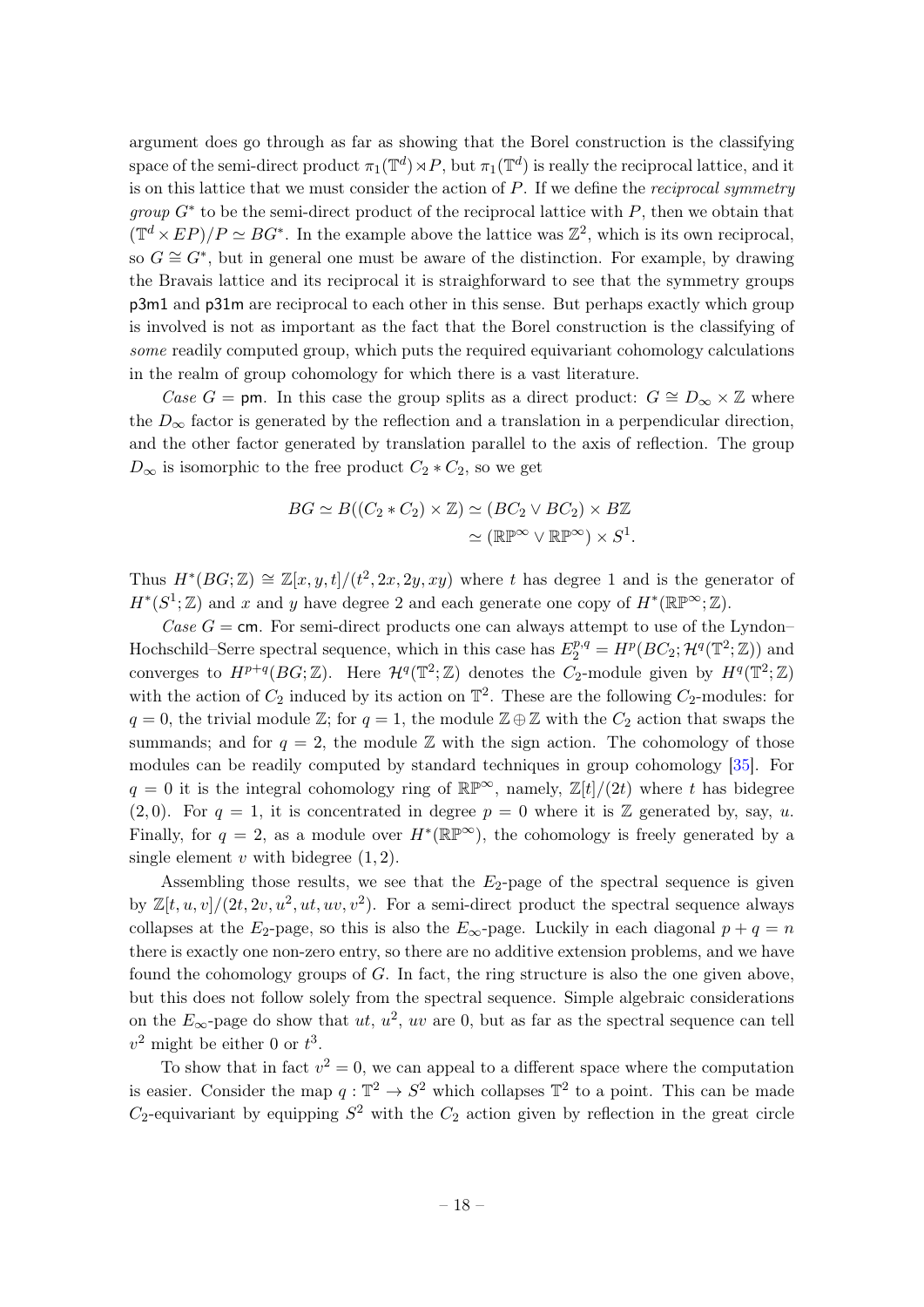argument does go through as far as showing that the Borel construction is the classifying space of the semi-direct product $\pi_1(\mathbb{T}^d) \rtimes P$, but $\pi_1(\mathbb{T}^d)$ is really the reciprocal lattice, and it is on this lattice that we must consider the action of $P$. If we define the *reciprocal symmetry group* $G^*$ to be the semi-direct product of the reciprocal lattice with $P$, then we obtain that $(\mathbb{T}^d \times EP)/P \simeq BG^*$. In the example above the lattice was $\mathbb{Z}^2$, which is its own reciprocal, so $G \cong G^*$, but in general one must be aware of the distinction. For example, by drawing the Bravais lattice and its reciprocal it is straighforward to see that the symmetry groups p3m1 and p31m are reciprocal to each other in this sense. But perhaps exactly which group is involved is not as important as the fact that the Borel construction is the classifying of *some* readily computed group, which puts the required equivariant cohomology calculations in the realm of group cohomology for which there is a vast literature.

*Case* $G =$ pm. In this case the group splits as a direct product: $G \cong D_\infty \times \mathbb{Z}$ where the $D_\infty$ factor is generated by the reflection and a translation in a perpendicular direction, and the other factor generated by translation parallel to the axis of reflection. The group $D_\infty$ is isomorphic to the free product $C_2 * C_2$, so we get

$$
\begin{aligned}
BG \simeq B((C_2 * C_2) \times \mathbb{Z}) &\simeq (BC_2 \vee BC_2) \times B\mathbb{Z} \\
&\simeq (\mathbb{RP}^\infty \vee \mathbb{RP}^\infty) \times S^1.
\end{aligned}
$$

Thus $H^*(BG;\mathbb{Z}) \cong \mathbb{Z}[x,y,t]/(t^2, 2x, 2y, xy)$ where $t$ has degree 1 and is the generator of $H^*(S^1;\mathbb{Z})$ and $x$ and $y$ have degree 2 and each generate one copy of $H^*(\mathbb{RP}^\infty;\mathbb{Z})$.

*Case* $G =$ cm. For semi-direct products one can always attempt to use of the Lyndon–Hochschild–Serre spectral sequence, which in this case has $E_2^{p,q} = H^p(BC_2; \mathcal{H}^q(\mathbb{T}^2;\mathbb{Z}))$ and converges to $H^{p+q}(BG;\mathbb{Z})$. Here $\mathcal{H}^q(\mathbb{T}^2;\mathbb{Z})$ denotes the $C_2$-module given by $H^q(\mathbb{T}^2;\mathbb{Z})$ with the action of $C_2$ induced by its action on $\mathbb{T}^2$. These are the following $C_2$-modules: for $q = 0$, the trivial module $\mathbb{Z}$; for $q = 1$, the module $\mathbb{Z} \oplus \mathbb{Z}$ with the $C_2$ action that swaps the summands; and for $q = 2$, the module $\mathbb{Z}$ with the sign action. The cohomology of those modules can be readily computed by standard techniques in group cohomology [35]. For $q = 0$ it is the integral cohomology ring of $\mathbb{RP}^\infty$, namely, $\mathbb{Z}[t]/(2t)$ where $t$ has bidegree $(2,0)$. For $q = 1$, it is concentrated in degree $p = 0$ where it is $\mathbb{Z}$ generated by, say, $u$. Finally, for $q = 2$, as a module over $H^*(\mathbb{RP}^\infty)$, the cohomology is freely generated by a single element $v$ with bidegree $(1,2)$.

Assembling those results, we see that the $E_2$-page of the spectral sequence is given by $\mathbb{Z}[t,u,v]/(2t, 2v, u^2, ut, uv, v^2)$. For a semi-direct product the spectral sequence always collapses at the $E_2$-page, so this is also the $E_\infty$-page. Luckily in each diagonal $p + q = n$ there is exactly one non-zero entry, so there are no additive extension problems, and we have found the cohomology groups of $G$. In fact, the ring structure is also the one given above, but this does not follow solely from the spectral sequence. Simple algebraic considerations on the $E_\infty$-page do show that $ut$, $u^2$, $uv$ are 0, but as far as the spectral sequence can tell $v^2$ might be either 0 or $t^3$.

To show that in fact $v^2 = 0$, we can appeal to a different space where the computation is easier. Consider the map $q : \mathbb{T}^2 \to S^2$ which collapses $\mathbb{T}^2$ to a point. This can be made $C_2$-equivariant by equipping $S^2$ with the $C_2$ action given by reflection in the great circle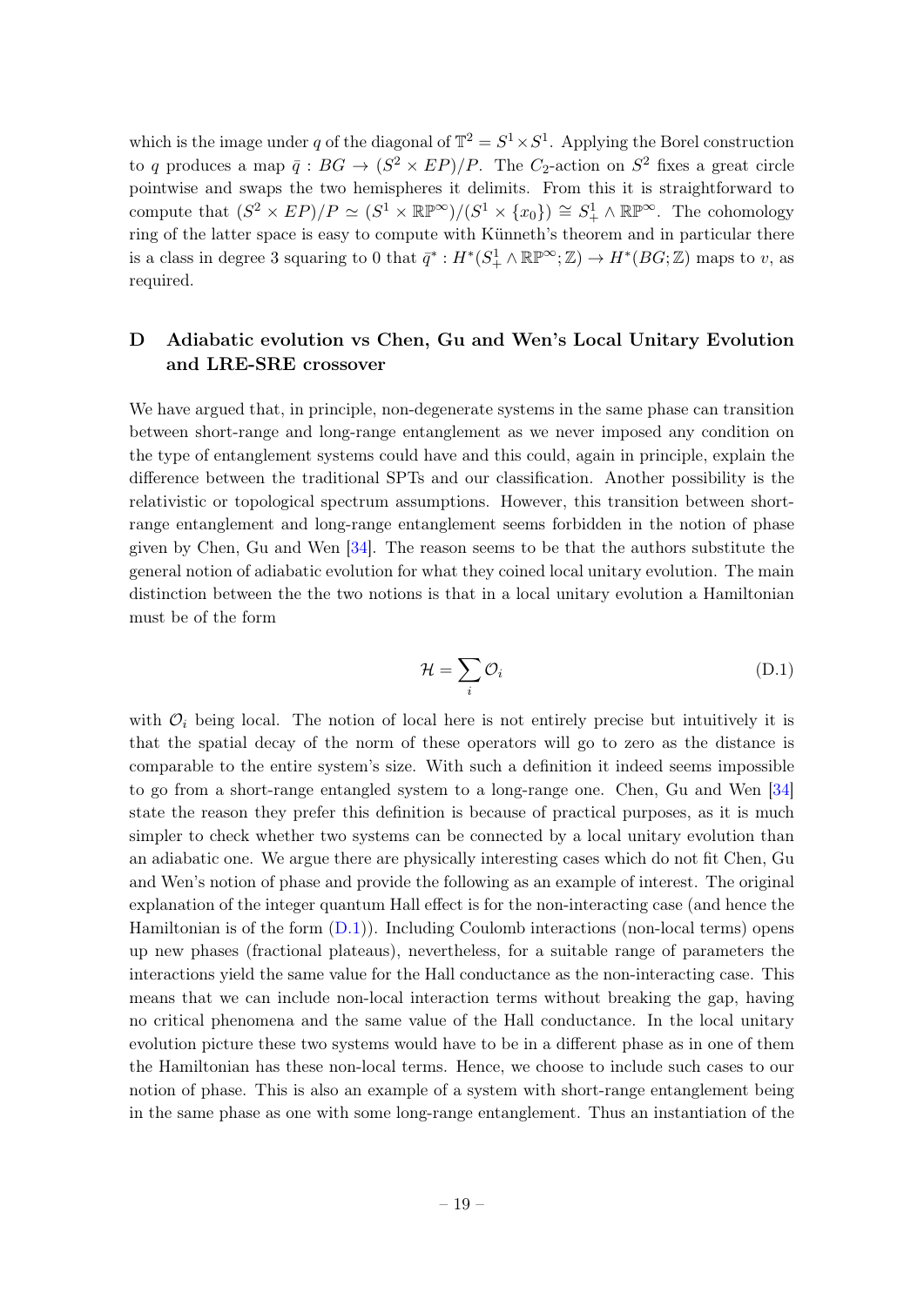which is the image under $q$ of the diagonal of $\mathbb{T}^2 = S^1 \times S^1$. Applying the Borel construction to $q$ produces a map $\bar{q} : BG \to (S^2 \times EP)/P$. The $C_2$-action on $S^2$ fixes a great circle pointwise and swaps the two hemispheres it delimits. From this it is straightforward to compute that $(S^2 \times EP)/P \simeq (S^1 \times \mathbb{RP}^\infty)/(S^1 \times \{x_0\}) \cong S^1_+ \wedge \mathbb{RP}^\infty$. The cohomology ring of the latter space is easy to compute with Künneth's theorem and in particular there is a class in degree 3 squaring to 0 that $\bar{q}^* : H^*(S^1_+ \wedge \mathbb{RP}^\infty; \mathbb{Z}) \to H^*(BG; \mathbb{Z})$ maps to $v$, as required.

## D Adiabatic evolution vs Chen, Gu and Wen's Local Unitary Evolution and LRE-SRE crossover

We have argued that, in principle, non-degenerate systems in the same phase can transition between short-range and long-range entanglement as we never imposed any condition on the type of entanglement systems could have and this could, again in principle, explain the difference between the traditional SPTs and our classification. Another possibility is the relativistic or topological spectrum assumptions. However, this transition between short-range entanglement and long-range entanglement seems forbidden in the notion of phase given by Chen, Gu and Wen [34]. The reason seems to be that the authors substitute the general notion of adiabatic evolution for what they coined local unitary evolution. The main distinction between the the two notions is that in a local unitary evolution a Hamiltonian must be of the form

$$\mathcal{H} = \sum_i \mathcal{O}_i \tag{D.1}$$

with $\mathcal{O}_i$ being local. The notion of local here is not entirely precise but intuitively it is that the spatial decay of the norm of these operators will go to zero as the distance is comparable to the entire system's size. With such a definition it indeed seems impossible to go from a short-range entangled system to a long-range one. Chen, Gu and Wen [34] state the reason they prefer this definition is because of practical purposes, as it is much simpler to check whether two systems can be connected by a local unitary evolution than an adiabatic one. We argue there are physically interesting cases which do not fit Chen, Gu and Wen's notion of phase and provide the following as an example of interest. The original explanation of the integer quantum Hall effect is for the non-interacting case (and hence the Hamiltonian is of the form (D.1)). Including Coulomb interactions (non-local terms) opens up new phases (fractional plateaus), nevertheless, for a suitable range of parameters the interactions yield the same value for the Hall conductance as the non-interacting case. This means that we can include non-local interaction terms without breaking the gap, having no critical phenomena and the same value of the Hall conductance. In the local unitary evolution picture these two systems would have to be in a different phase as in one of them the Hamiltonian has these non-local terms. Hence, we choose to include such cases to our notion of phase. This is also an example of a system with short-range entanglement being in the same phase as one with some long-range entanglement. Thus an instantiation of the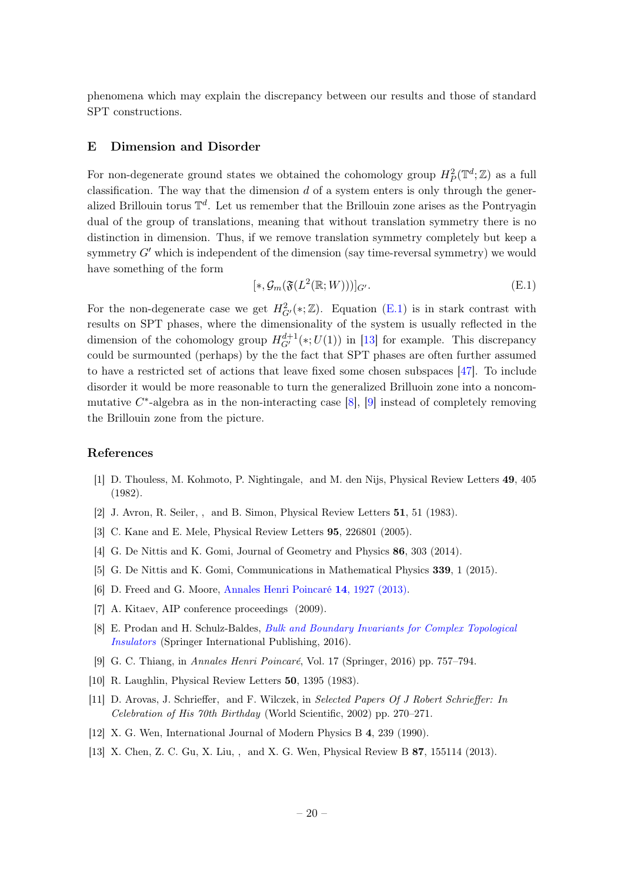phenomena which may explain the discrepancy between our results and those of standard SPT constructions.

## E Dimension and Disorder

For non-degenerate ground states we obtained the cohomology group $H^2_P(\mathbb{T}^d;\mathbb{Z})$ as a full classification. The way that the dimension $d$ of a system enters is only through the generalized Brillouin torus $\mathbb{T}^d$. Let us remember that the Brillouin zone arises as the Pontryagin dual of the group of translations, meaning that without translation symmetry there is no distinction in dimension. Thus, if we remove translation symmetry completely but keep a symmetry $G'$ which is independent of the dimension (say time-reversal symmetry) we would have something of the form

$$[*, \mathcal{G}_m(\mathfrak{F}(L^2(\mathbb{R};W)))]_{G'}. \tag{E.1}$$

For the non-degenerate case we get $H^2_{G'}(*;\mathbb{Z})$. Equation (E.1) is in stark contrast with results on SPT phases, where the dimensionality of the system is usually reflected in the dimension of the cohomology group $H^{d+1}_{G'}(*;U(1))$ in [13] for example. This discrepancy could be surmounted (perhaps) by the the fact that SPT phases are often further assumed to have a restricted set of actions that leave fixed some chosen subspaces [47]. To include disorder it would be more reasonable to turn the generalized Brillouin zone into a noncommutative $C^*$-algebra as in the non-interacting case [8], [9] instead of completely removing the Brillouin zone from the picture.

## References

[1] D. Thouless, M. Kohmoto, P. Nightingale, and M. den Nijs, Physical Review Letters **49**, 405 (1982).

[2] J. Avron, R. Seiler, , and B. Simon, Physical Review Letters **51**, 51 (1983).

[3] C. Kane and E. Mele, Physical Review Letters **95**, 226801 (2005).

[4] G. De Nittis and K. Gomi, Journal of Geometry and Physics **86**, 303 (2014).

[5] G. De Nittis and K. Gomi, Communications in Mathematical Physics **339**, 1 (2015).

[6] D. Freed and G. Moore, Annales Henri Poincaré **14**, 1927 (2013).

[7] A. Kitaev, AIP conference proceedings (2009).

[8] E. Prodan and H. Schulz-Baldes, *Bulk and Boundary Invariants for Complex Topological Insulators* (Springer International Publishing, 2016).

[9] G. C. Thiang, in *Annales Henri Poincaré*, Vol. 17 (Springer, 2016) pp. 757–794.

[10] R. Laughlin, Physical Review Letters **50**, 1395 (1983).

[11] D. Arovas, J. Schrieffer, and F. Wilczek, in *Selected Papers Of J Robert Schrieffer: In Celebration of His 70th Birthday* (World Scientific, 2002) pp. 270–271.

[12] X. G. Wen, International Journal of Modern Physics B **4**, 239 (1990).

[13] X. Chen, Z. C. Gu, X. Liu, , and X. G. Wen, Physical Review B **87**, 155114 (2013).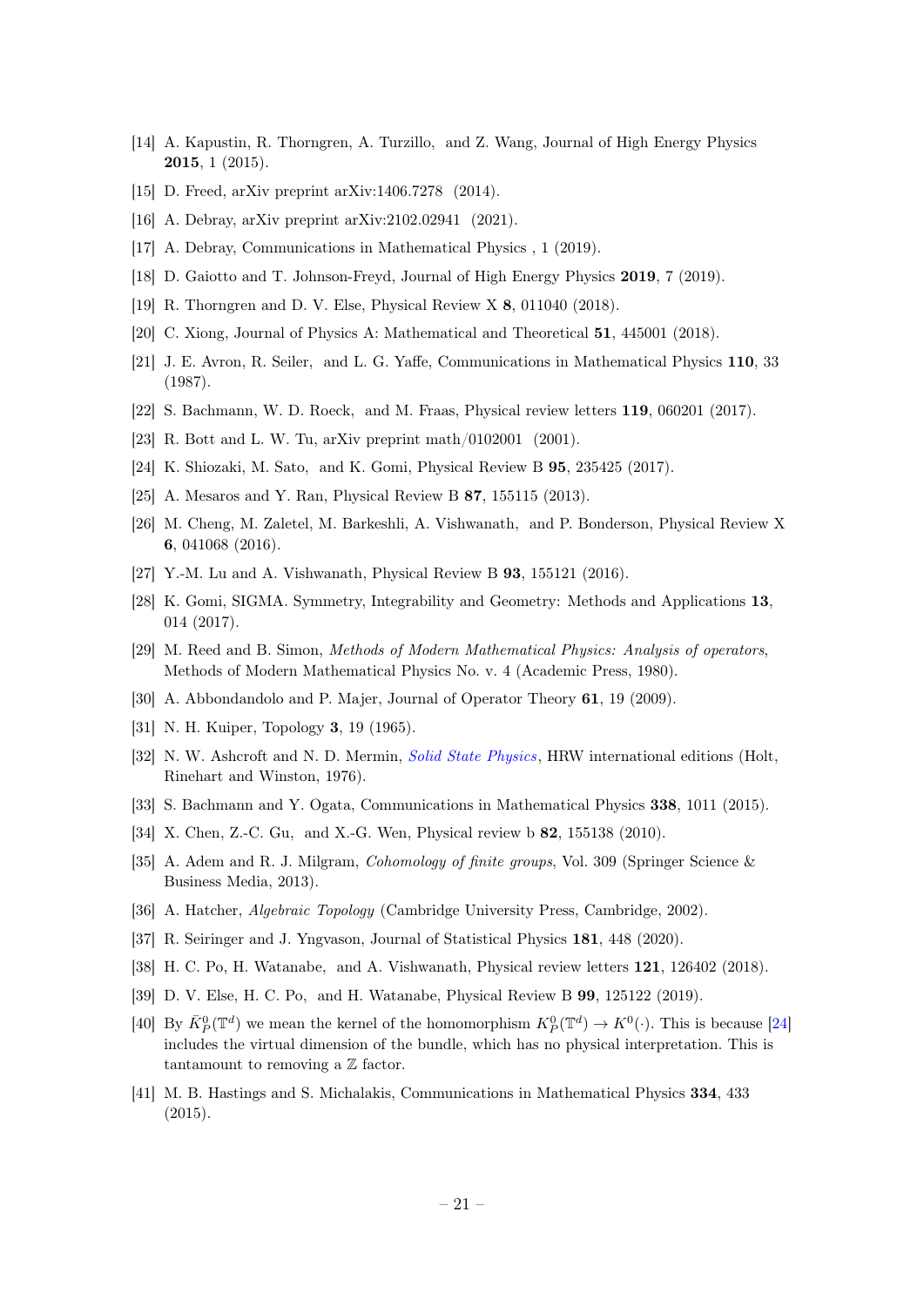[14] A. Kapustin, R. Thorngren, A. Turzillo, and Z. Wang, Journal of High Energy Physics **2015**, 1 (2015).

[15] D. Freed, arXiv preprint arXiv:1406.7278 (2014).

[16] A. Debray, arXiv preprint arXiv:2102.02941 (2021).

[17] A. Debray, Communications in Mathematical Physics , 1 (2019).

[18] D. Gaiotto and T. Johnson-Freyd, Journal of High Energy Physics **2019**, 7 (2019).

[19] R. Thorngren and D. V. Else, Physical Review X **8**, 011040 (2018).

[20] C. Xiong, Journal of Physics A: Mathematical and Theoretical **51**, 445001 (2018).

[21] J. E. Avron, R. Seiler, and L. G. Yaffe, Communications in Mathematical Physics **110**, 33 (1987).

[22] S. Bachmann, W. D. Roeck, and M. Fraas, Physical review letters **119**, 060201 (2017).

[23] R. Bott and L. W. Tu, arXiv preprint math/0102001 (2001).

[24] K. Shiozaki, M. Sato, and K. Gomi, Physical Review B **95**, 235425 (2017).

[25] A. Mesaros and Y. Ran, Physical Review B **87**, 155115 (2013).

[26] M. Cheng, M. Zaletel, M. Barkeshli, A. Vishwanath, and P. Bonderson, Physical Review X **6**, 041068 (2016).

[27] Y.-M. Lu and A. Vishwanath, Physical Review B **93**, 155121 (2016).

[28] K. Gomi, SIGMA. Symmetry, Integrability and Geometry: Methods and Applications **13**, 014 (2017).

[29] M. Reed and B. Simon, *Methods of Modern Mathematical Physics: Analysis of operators*, Methods of Modern Mathematical Physics No. v. 4 (Academic Press, 1980).

[30] A. Abbondandolo and P. Majer, Journal of Operator Theory **61**, 19 (2009).

[31] N. H. Kuiper, Topology **3**, 19 (1965).

[32] N. W. Ashcroft and N. D. Mermin, *Solid State Physics*, HRW international editions (Holt, Rinehart and Winston, 1976).

[33] S. Bachmann and Y. Ogata, Communications in Mathematical Physics **338**, 1011 (2015).

[34] X. Chen, Z.-C. Gu, and X.-G. Wen, Physical review b **82**, 155138 (2010).

[35] A. Adem and R. J. Milgram, *Cohomology of finite groups*, Vol. 309 (Springer Science & Business Media, 2013).

[36] A. Hatcher, *Algebraic Topology* (Cambridge University Press, Cambridge, 2002).

[37] R. Seiringer and J. Yngvason, Journal of Statistical Physics **181**, 448 (2020).

[38] H. C. Po, H. Watanabe, and A. Vishwanath, Physical review letters **121**, 126402 (2018).

[39] D. V. Else, H. C. Po, and H. Watanabe, Physical Review B **99**, 125122 (2019).

[40] By $\bar{K}^0_P(\mathbb{T}^d)$ we mean the kernel of the homomorphism $K^0_P(\mathbb{T}^d) \to K^0(\cdot)$. This is because [24] includes the virtual dimension of the bundle, which has no physical interpretation. This is tantamount to removing a $\mathbb{Z}$ factor.

[41] M. B. Hastings and S. Michalakis, Communications in Mathematical Physics **334**, 433 (2015).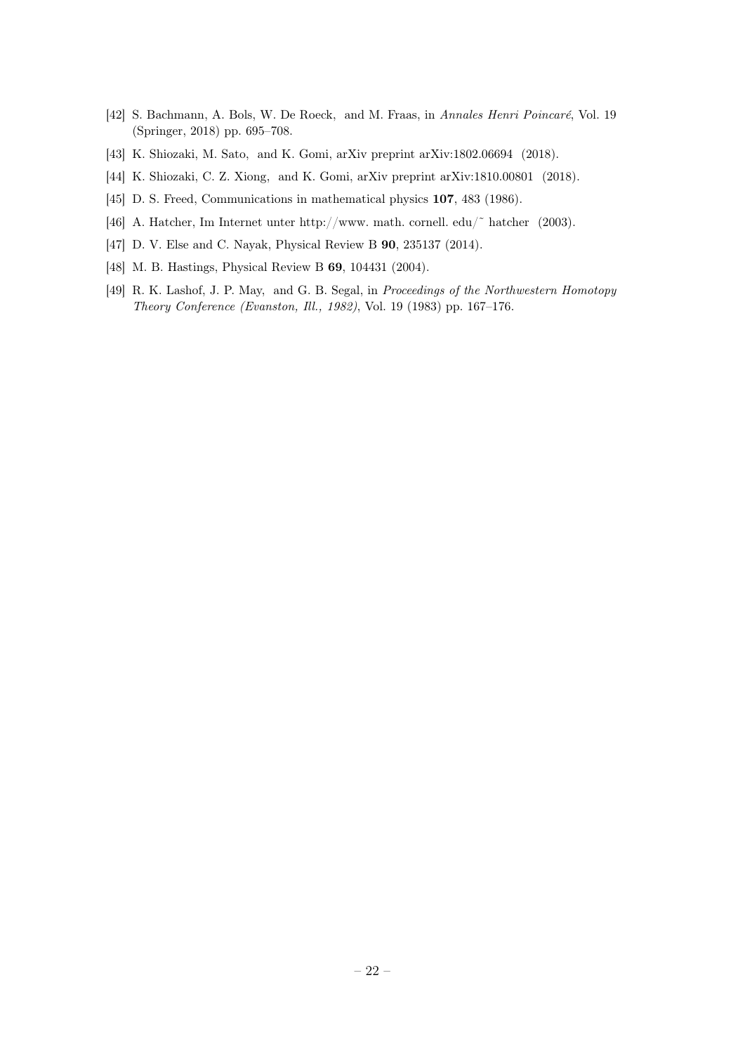[42] S. Bachmann, A. Bols, W. De Roeck, and M. Fraas, in *Annales Henri Poincaré*, Vol. 19 (Springer, 2018) pp. 695–708.

[43] K. Shiozaki, M. Sato, and K. Gomi, arXiv preprint arXiv:1802.06694 (2018).

[44] K. Shiozaki, C. Z. Xiong, and K. Gomi, arXiv preprint arXiv:1810.00801 (2018).

[45] D. S. Freed, Communications in mathematical physics **107**, 483 (1986).

[46] A. Hatcher, Im Internet unter http://www. math. cornell. edu/˜ hatcher (2003).

[47] D. V. Else and C. Nayak, Physical Review B **90**, 235137 (2014).

[48] M. B. Hastings, Physical Review B **69**, 104431 (2004).

[49] R. K. Lashof, J. P. May, and G. B. Segal, in *Proceedings of the Northwestern Homotopy Theory Conference (Evanston, Ill., 1982)*, Vol. 19 (1983) pp. 167–176.